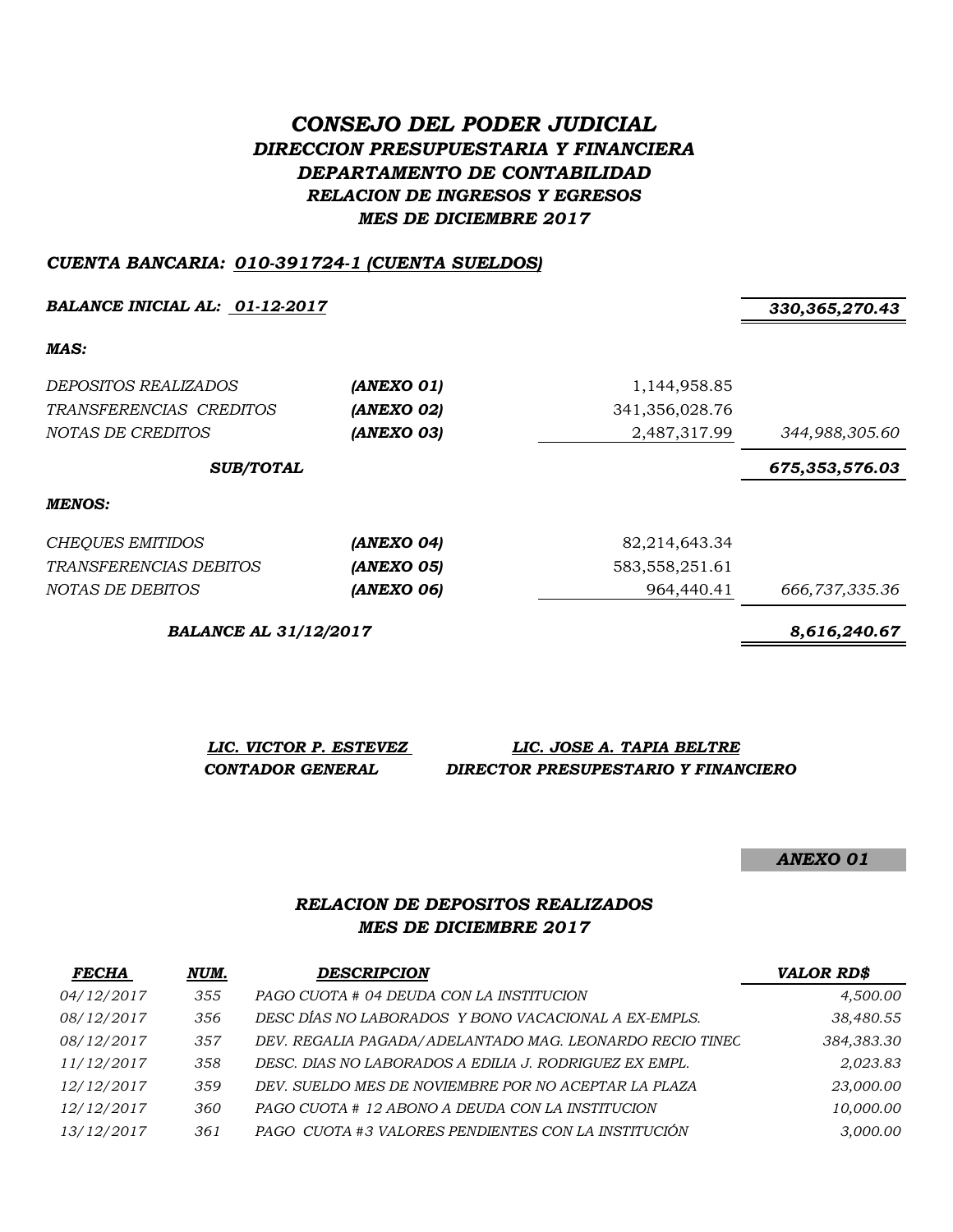# *CONSEJO DEL PODER JUDICIAL*
## *DIRECCION PRESUPUESTARIA Y FINANCIERA*
## *DEPARTAMENTO DE CONTABILIDAD*
### *RELACION DE INGRESOS Y EGRESOS*
### *MES DE DICIEMBRE 2017*

***CUENTA BANCARIA: 010-391724-1 (CUENTA SUELDOS)***

| | | | |
|---|---|---|---|
| ***BALANCE INICIAL AL: 01-12-2017*** | | | ***330,365,270.43*** |
| ***MAS:*** | | | |
| *DEPOSITOS REALIZADOS* | ***(ANEXO 01)*** | 1,144,958.85 | |
| *TRANSFERENCIAS CREDITOS* | ***(ANEXO 02)*** | 341,356,028.76 | |
| *NOTAS DE CREDITOS* | ***(ANEXO 03)*** | 2,487,317.99 | *344,988,305.60* |
| ***SUB/TOTAL*** | | | ***675,353,576.03*** |
| ***MENOS:*** | | | |
| *CHEQUES EMITIDOS* | ***(ANEXO 04)*** | 82,214,643.34 | |
| *TRANSFERENCIAS DEBITOS* | ***(ANEXO 05)*** | 583,558,251.61 | |
| *NOTAS DE DEBITOS* | ***(ANEXO 06)*** | 964,440.41 | *666,737,335.36* |
| ***BALANCE AL 31/12/2017*** | | | ***8,616,240.67*** |

***LIC. VICTOR P. ESTEVEZ***
***CONTADOR GENERAL***

***LIC. JOSE A. TAPIA BELTRE***
***DIRECTOR PRESUPESTARIO Y FINANCIERO***

***ANEXO 01***

### *RELACION DE DEPOSITOS REALIZADOS*
### *MES DE DICIEMBRE 2017*

| *FECHA* | *NUM.* | *DESCRIPCION* | *VALOR RD$* |
|---|---|---|---|
| 04/12/2017 | 355 | PAGO CUOTA # 04 DEUDA CON LA INSTITUCION | 4,500.00 |
| 08/12/2017 | 356 | DESC DÍAS NO LABORADOS Y BONO VACACIONAL A EX-EMPLS. | 38,480.55 |
| 08/12/2017 | 357 | DEV. REGALIA PAGADA/ADELANTADO MAG. LEONARDO RECIO TINEC | 384,383.30 |
| 11/12/2017 | 358 | DESC. DIAS NO LABORADOS A EDILIA J. RODRIGUEZ EX EMPL. | 2,023.83 |
| 12/12/2017 | 359 | DEV. SUELDO MES DE NOVIEMBRE POR NO ACEPTAR LA PLAZA | 23,000.00 |
| 12/12/2017 | 360 | PAGO CUOTA # 12 ABONO A DEUDA CON LA INSTITUCION | 10,000.00 |
| 13/12/2017 | 361 | PAGO CUOTA #3 VALORES PENDIENTES CON LA INSTITUCIÓN | 3,000.00 |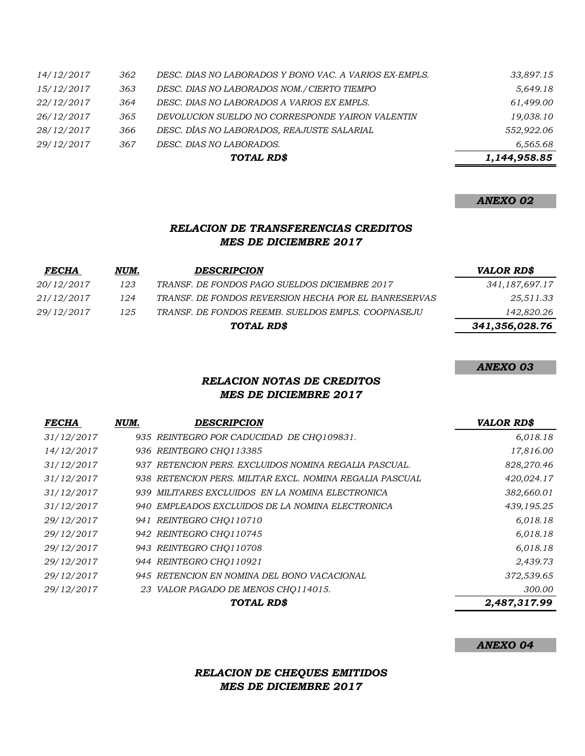| | | | |
|---|---|---|---|
| 14/12/2017 | 362 | DESC. DIAS NO LABORADOS Y BONO VAC. A VARIOS EX-EMPLS. | 33,897.15 |
| 15/12/2017 | 363 | DESC. DIAS NO LABORADOS NOM./CIERTO TIEMPO | 5,649.18 |
| 22/12/2017 | 364 | DESC. DIAS NO LABORADOS A VARIOS EX EMPLS. | 61,499.00 |
| 26/12/2017 | 365 | DEVOLUCION SUELDO NO CORRESPONDE YAIRON VALENTIN | 19,038.10 |
| 28/12/2017 | 366 | DESC. DÍAS NO LABORADOS, REAJUSTE SALARIAL | 552,922.06 |
| 29/12/2017 | 367 | DESC. DIAS NO LABORADOS. | 6,565.68 |
| | | **TOTAL RD$** | **1,144,958.85** |

***ANEXO 02***

## *RELACION DE TRANSFERENCIAS CREDITOS*
## *MES DE DICIEMBRE 2017*

| FECHA | NUM. | DESCRIPCION | VALOR RD$ |
|---|---|---|---|
| 20/12/2017 | 123 | TRANSF. DE FONDOS PAGO SUELDOS DICIEMBRE 2017 | 341,187,697.17 |
| 21/12/2017 | 124 | TRANSF. DE FONDOS REVERSION HECHA POR EL BANRESERVAS | 25,511.33 |
| 29/12/2017 | 125 | TRANSF. DE FONDOS REEMB. SUELDOS EMPLS. COOPNASEJU | 142,820.26 |
| | | **TOTAL RD$** | **341,356,028.76** |

***ANEXO 03***

## *RELACION NOTAS DE CREDITOS*
## *MES DE DICIEMBRE 2017*

| FECHA | NUM. | DESCRIPCION | VALOR RD$ |
|---|---|---|---|
| 31/12/2017 | 935 | REINTEGRO POR CADUCIDAD DE CHQ109831. | 6,018.18 |
| 14/12/2017 | 936 | REINTEGRO CHQ113385 | 17,816.00 |
| 31/12/2017 | 937 | RETENCION PERS. EXCLUIDOS NOMINA REGALIA PASCUAL. | 828,270.46 |
| 31/12/2017 | 938 | RETENCION PERS. MILITAR EXCL. NOMINA REGALIA PASCUAL | 420,024.17 |
| 31/12/2017 | 939 | MILITARES EXCLUIDOS EN LA NOMINA ELECTRONICA | 382,660.01 |
| 31/12/2017 | 940 | EMPLEADOS EXCLUIDOS DE LA NOMINA ELECTRONICA | 439,195.25 |
| 29/12/2017 | 941 | REINTEGRO CHQ110710 | 6,018.18 |
| 29/12/2017 | 942 | REINTEGRO CHQ110745 | 6,018.18 |
| 29/12/2017 | 943 | REINTEGRO CHQ110708 | 6,018.18 |
| 29/12/2017 | 944 | REINTEGRO CHQ110921 | 2,439.73 |
| 29/12/2017 | 945 | RETENCION EN NOMINA DEL BONO VACACIONAL | 372,539.65 |
| 29/12/2017 | 23 | VALOR PAGADO DE MENOS CHQ114015. | 300.00 |
| | | **TOTAL RD$** | **2,487,317.99** |

***ANEXO 04***

## *RELACION DE CHEQUES EMITIDOS*
## *MES DE DICIEMBRE 2017*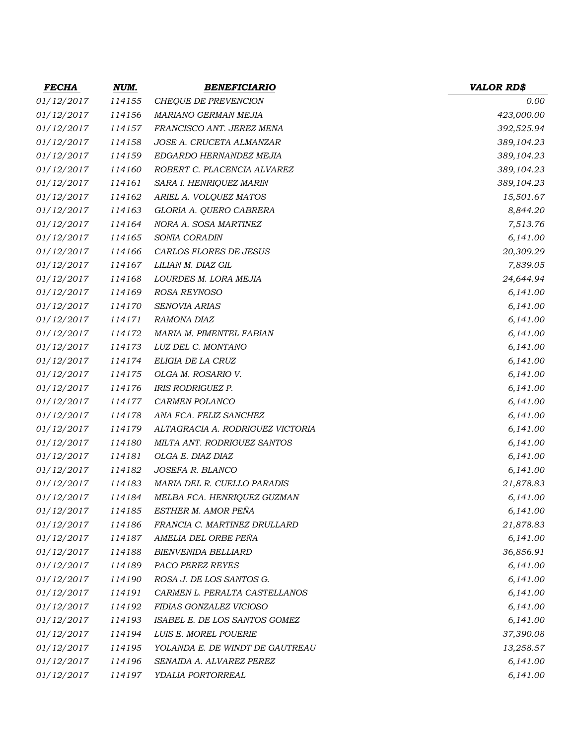| FECHA | NUM. | BENEFICIARIO | VALOR RD$ |
|---|---|---|---|
| 01/12/2017 | 114155 | CHEQUE DE PREVENCION | 0.00 |
| 01/12/2017 | 114156 | MARIANO GERMAN MEJIA | 423,000.00 |
| 01/12/2017 | 114157 | FRANCISCO ANT. JEREZ MENA | 392,525.94 |
| 01/12/2017 | 114158 | JOSE A. CRUCETA ALMANZAR | 389,104.23 |
| 01/12/2017 | 114159 | EDGARDO HERNANDEZ MEJIA | 389,104.23 |
| 01/12/2017 | 114160 | ROBERT C. PLACENCIA ALVAREZ | 389,104.23 |
| 01/12/2017 | 114161 | SARA I. HENRIQUEZ MARIN | 389,104.23 |
| 01/12/2017 | 114162 | ARIEL A. VOLQUEZ MATOS | 15,501.67 |
| 01/12/2017 | 114163 | GLORIA A. QUERO CABRERA | 8,844.20 |
| 01/12/2017 | 114164 | NORA A. SOSA MARTINEZ | 7,513.76 |
| 01/12/2017 | 114165 | SONIA CORADIN | 6,141.00 |
| 01/12/2017 | 114166 | CARLOS FLORES DE JESUS | 20,309.29 |
| 01/12/2017 | 114167 | LILIAN M. DIAZ GIL | 7,839.05 |
| 01/12/2017 | 114168 | LOURDES M. LORA MEJIA | 24,644.94 |
| 01/12/2017 | 114169 | ROSA REYNOSO | 6,141.00 |
| 01/12/2017 | 114170 | SENOVIA ARIAS | 6,141.00 |
| 01/12/2017 | 114171 | RAMONA DIAZ | 6,141.00 |
| 01/12/2017 | 114172 | MARIA M. PIMENTEL FABIAN | 6,141.00 |
| 01/12/2017 | 114173 | LUZ DEL C. MONTANO | 6,141.00 |
| 01/12/2017 | 114174 | ELIGIA DE LA CRUZ | 6,141.00 |
| 01/12/2017 | 114175 | OLGA M. ROSARIO V. | 6,141.00 |
| 01/12/2017 | 114176 | IRIS RODRIGUEZ P. | 6,141.00 |
| 01/12/2017 | 114177 | CARMEN POLANCO | 6,141.00 |
| 01/12/2017 | 114178 | ANA FCA. FELIZ SANCHEZ | 6,141.00 |
| 01/12/2017 | 114179 | ALTAGRACIA A. RODRIGUEZ VICTORIA | 6,141.00 |
| 01/12/2017 | 114180 | MILTA ANT. RODRIGUEZ SANTOS | 6,141.00 |
| 01/12/2017 | 114181 | OLGA E. DIAZ DIAZ | 6,141.00 |
| 01/12/2017 | 114182 | JOSEFA R. BLANCO | 6,141.00 |
| 01/12/2017 | 114183 | MARIA DEL R. CUELLO PARADIS | 21,878.83 |
| 01/12/2017 | 114184 | MELBA FCA. HENRIQUEZ GUZMAN | 6,141.00 |
| 01/12/2017 | 114185 | ESTHER M. AMOR PEÑA | 6,141.00 |
| 01/12/2017 | 114186 | FRANCIA C. MARTINEZ DRULLARD | 21,878.83 |
| 01/12/2017 | 114187 | AMELIA DEL ORBE PEÑA | 6,141.00 |
| 01/12/2017 | 114188 | BIENVENIDA BELLIARD | 36,856.91 |
| 01/12/2017 | 114189 | PACO PEREZ REYES | 6,141.00 |
| 01/12/2017 | 114190 | ROSA J. DE LOS SANTOS G. | 6,141.00 |
| 01/12/2017 | 114191 | CARMEN L. PERALTA CASTELLANOS | 6,141.00 |
| 01/12/2017 | 114192 | FIDIAS GONZALEZ VICIOSO | 6,141.00 |
| 01/12/2017 | 114193 | ISABEL E. DE LOS SANTOS GOMEZ | 6,141.00 |
| 01/12/2017 | 114194 | LUIS E. MOREL POUERIE | 37,390.08 |
| 01/12/2017 | 114195 | YOLANDA E. DE WINDT DE GAUTREAU | 13,258.57 |
| 01/12/2017 | 114196 | SENAIDA A. ALVAREZ PEREZ | 6,141.00 |
| 01/12/2017 | 114197 | YDALIA PORTORREAL | 6,141.00 |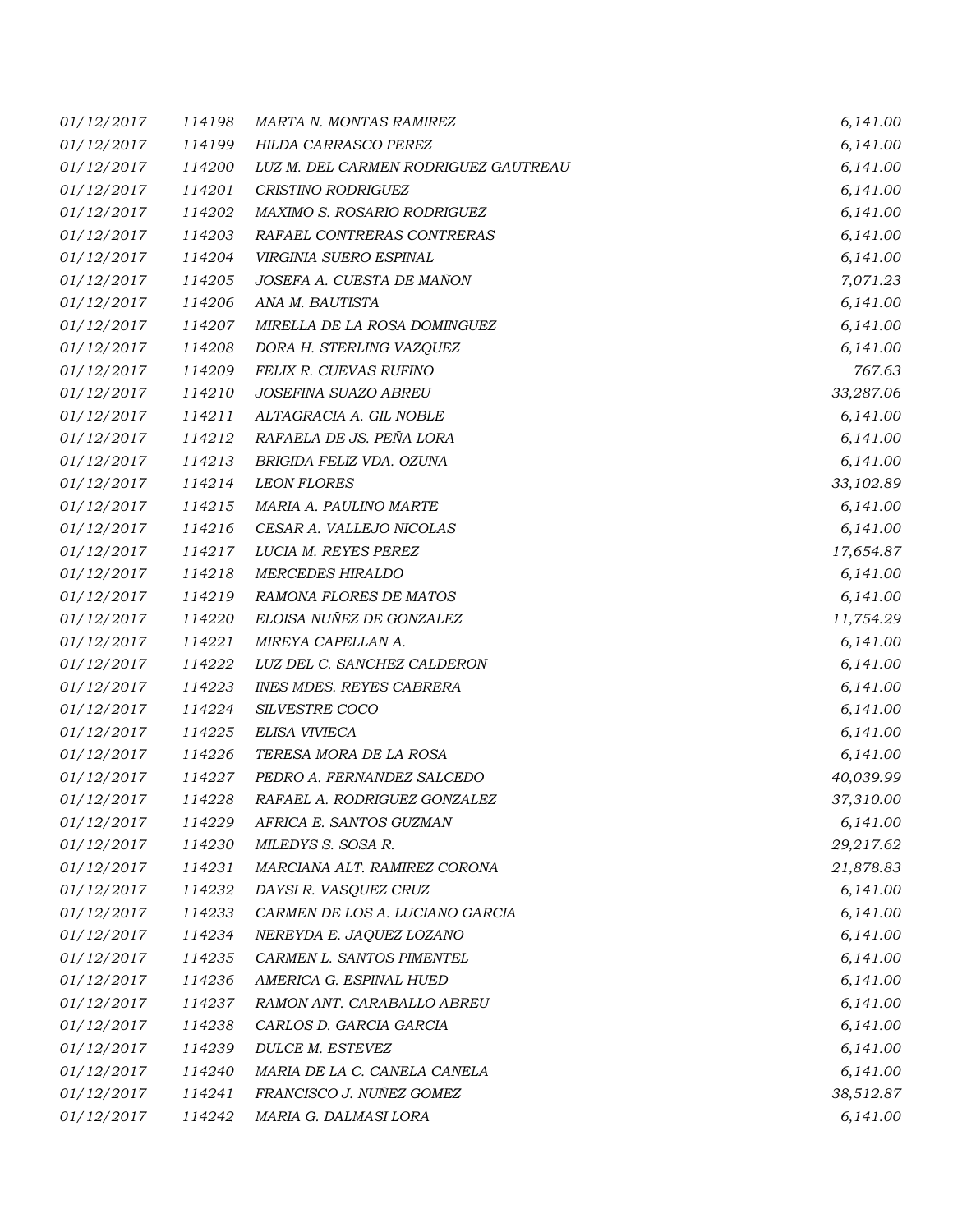| | | | |
|---|---|---|---|
| *01/12/2017* | *114198* | *MARTA N. MONTAS RAMIREZ* | *6,141.00* |
| *01/12/2017* | *114199* | *HILDA CARRASCO PEREZ* | *6,141.00* |
| *01/12/2017* | *114200* | *LUZ M. DEL CARMEN RODRIGUEZ GAUTREAU* | *6,141.00* |
| *01/12/2017* | *114201* | *CRISTINO RODRIGUEZ* | *6,141.00* |
| *01/12/2017* | *114202* | *MAXIMO S. ROSARIO RODRIGUEZ* | *6,141.00* |
| *01/12/2017* | *114203* | *RAFAEL CONTRERAS CONTRERAS* | *6,141.00* |
| *01/12/2017* | *114204* | *VIRGINIA SUERO ESPINAL* | *6,141.00* |
| *01/12/2017* | *114205* | *JOSEFA A. CUESTA DE MAÑON* | *7,071.23* |
| *01/12/2017* | *114206* | *ANA M. BAUTISTA* | *6,141.00* |
| *01/12/2017* | *114207* | *MIRELLA DE LA ROSA DOMINGUEZ* | *6,141.00* |
| *01/12/2017* | *114208* | *DORA H. STERLING VAZQUEZ* | *6,141.00* |
| *01/12/2017* | *114209* | *FELIX R. CUEVAS RUFINO* | *767.63* |
| *01/12/2017* | *114210* | *JOSEFINA SUAZO ABREU* | *33,287.06* |
| *01/12/2017* | *114211* | *ALTAGRACIA A. GIL NOBLE* | *6,141.00* |
| *01/12/2017* | *114212* | *RAFAELA DE JS. PEÑA LORA* | *6,141.00* |
| *01/12/2017* | *114213* | *BRIGIDA FELIZ VDA. OZUNA* | *6,141.00* |
| *01/12/2017* | *114214* | *LEON FLORES* | *33,102.89* |
| *01/12/2017* | *114215* | *MARIA A. PAULINO MARTE* | *6,141.00* |
| *01/12/2017* | *114216* | *CESAR A. VALLEJO NICOLAS* | *6,141.00* |
| *01/12/2017* | *114217* | *LUCIA M. REYES PEREZ* | *17,654.87* |
| *01/12/2017* | *114218* | *MERCEDES HIRALDO* | *6,141.00* |
| *01/12/2017* | *114219* | *RAMONA FLORES DE MATOS* | *6,141.00* |
| *01/12/2017* | *114220* | *ELOISA NUÑEZ DE GONZALEZ* | *11,754.29* |
| *01/12/2017* | *114221* | *MIREYA CAPELLAN A.* | *6,141.00* |
| *01/12/2017* | *114222* | *LUZ DEL C. SANCHEZ CALDERON* | *6,141.00* |
| *01/12/2017* | *114223* | *INES MDES. REYES CABRERA* | *6,141.00* |
| *01/12/2017* | *114224* | *SILVESTRE COCO* | *6,141.00* |
| *01/12/2017* | *114225* | *ELISA VIVIECA* | *6,141.00* |
| *01/12/2017* | *114226* | *TERESA MORA DE LA ROSA* | *6,141.00* |
| *01/12/2017* | *114227* | *PEDRO A. FERNANDEZ SALCEDO* | *40,039.99* |
| *01/12/2017* | *114228* | *RAFAEL A. RODRIGUEZ GONZALEZ* | *37,310.00* |
| *01/12/2017* | *114229* | *AFRICA E. SANTOS GUZMAN* | *6,141.00* |
| *01/12/2017* | *114230* | *MILEDYS S. SOSA R.* | *29,217.62* |
| *01/12/2017* | *114231* | *MARCIANA ALT. RAMIREZ CORONA* | *21,878.83* |
| *01/12/2017* | *114232* | *DAYSI R. VASQUEZ CRUZ* | *6,141.00* |
| *01/12/2017* | *114233* | *CARMEN DE LOS A. LUCIANO GARCIA* | *6,141.00* |
| *01/12/2017* | *114234* | *NEREYDA E. JAQUEZ LOZANO* | *6,141.00* |
| *01/12/2017* | *114235* | *CARMEN L. SANTOS PIMENTEL* | *6,141.00* |
| *01/12/2017* | *114236* | *AMERICA G. ESPINAL HUED* | *6,141.00* |
| *01/12/2017* | *114237* | *RAMON ANT. CARABALLO ABREU* | *6,141.00* |
| *01/12/2017* | *114238* | *CARLOS D. GARCIA GARCIA* | *6,141.00* |
| *01/12/2017* | *114239* | *DULCE M. ESTEVEZ* | *6,141.00* |
| *01/12/2017* | *114240* | *MARIA DE LA C. CANELA CANELA* | *6,141.00* |
| *01/12/2017* | *114241* | *FRANCISCO J. NUÑEZ GOMEZ* | *38,512.87* |
| *01/12/2017* | *114242* | *MARIA G. DALMASI LORA* | *6,141.00* |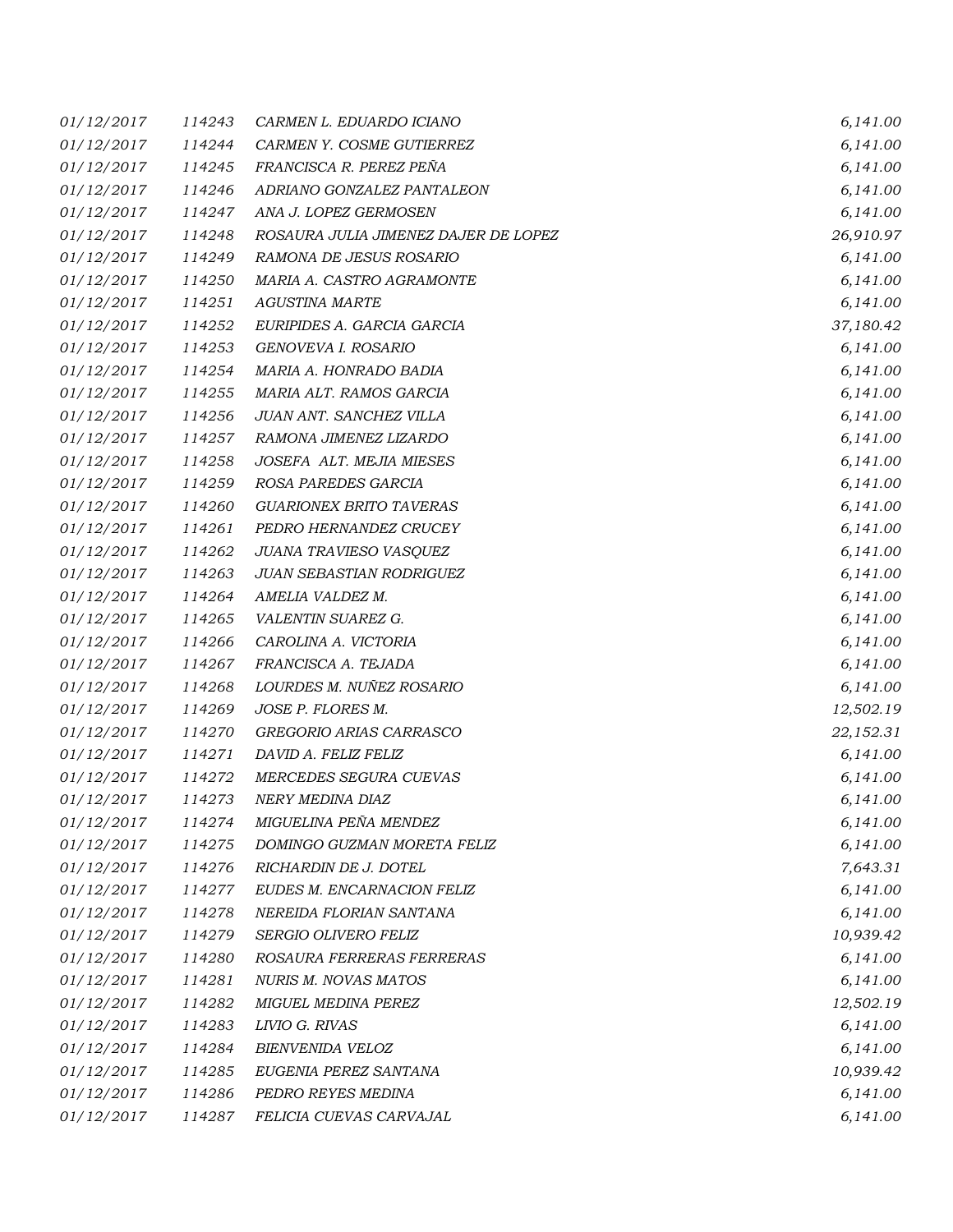| | | | |
|---|---|---|---|
| *01/12/2017* | *114243* | *CARMEN L. EDUARDO ICIANO* | *6,141.00* |
| *01/12/2017* | *114244* | *CARMEN Y. COSME GUTIERREZ* | *6,141.00* |
| *01/12/2017* | *114245* | *FRANCISCA R. PEREZ PEÑA* | *6,141.00* |
| *01/12/2017* | *114246* | *ADRIANO GONZALEZ PANTALEON* | *6,141.00* |
| *01/12/2017* | *114247* | *ANA J. LOPEZ GERMOSEN* | *6,141.00* |
| *01/12/2017* | *114248* | *ROSAURA JULIA JIMENEZ DAJER DE LOPEZ* | *26,910.97* |
| *01/12/2017* | *114249* | *RAMONA DE JESUS ROSARIO* | *6,141.00* |
| *01/12/2017* | *114250* | *MARIA A. CASTRO AGRAMONTE* | *6,141.00* |
| *01/12/2017* | *114251* | *AGUSTINA MARTE* | *6,141.00* |
| *01/12/2017* | *114252* | *EURIPIDES A. GARCIA GARCIA* | *37,180.42* |
| *01/12/2017* | *114253* | *GENOVEVA I. ROSARIO* | *6,141.00* |
| *01/12/2017* | *114254* | *MARIA A. HONRADO BADIA* | *6,141.00* |
| *01/12/2017* | *114255* | *MARIA ALT. RAMOS GARCIA* | *6,141.00* |
| *01/12/2017* | *114256* | *JUAN ANT. SANCHEZ VILLA* | *6,141.00* |
| *01/12/2017* | *114257* | *RAMONA JIMENEZ LIZARDO* | *6,141.00* |
| *01/12/2017* | *114258* | *JOSEFA ALT. MEJIA MIESES* | *6,141.00* |
| *01/12/2017* | *114259* | *ROSA PAREDES GARCIA* | *6,141.00* |
| *01/12/2017* | *114260* | *GUARIONEX BRITO TAVERAS* | *6,141.00* |
| *01/12/2017* | *114261* | *PEDRO HERNANDEZ CRUCEY* | *6,141.00* |
| *01/12/2017* | *114262* | *JUANA TRAVIESO VASQUEZ* | *6,141.00* |
| *01/12/2017* | *114263* | *JUAN SEBASTIAN RODRIGUEZ* | *6,141.00* |
| *01/12/2017* | *114264* | *AMELIA VALDEZ M.* | *6,141.00* |
| *01/12/2017* | *114265* | *VALENTIN SUAREZ G.* | *6,141.00* |
| *01/12/2017* | *114266* | *CAROLINA A. VICTORIA* | *6,141.00* |
| *01/12/2017* | *114267* | *FRANCISCA A. TEJADA* | *6,141.00* |
| *01/12/2017* | *114268* | *LOURDES M. NUÑEZ ROSARIO* | *6,141.00* |
| *01/12/2017* | *114269* | *JOSE P. FLORES M.* | *12,502.19* |
| *01/12/2017* | *114270* | *GREGORIO ARIAS CARRASCO* | *22,152.31* |
| *01/12/2017* | *114271* | *DAVID A. FELIZ FELIZ* | *6,141.00* |
| *01/12/2017* | *114272* | *MERCEDES SEGURA CUEVAS* | *6,141.00* |
| *01/12/2017* | *114273* | *NERY MEDINA DIAZ* | *6,141.00* |
| *01/12/2017* | *114274* | *MIGUELINA PEÑA MENDEZ* | *6,141.00* |
| *01/12/2017* | *114275* | *DOMINGO GUZMAN MORETA FELIZ* | *6,141.00* |
| *01/12/2017* | *114276* | *RICHARDIN DE J. DOTEL* | *7,643.31* |
| *01/12/2017* | *114277* | *EUDES M. ENCARNACION FELIZ* | *6,141.00* |
| *01/12/2017* | *114278* | *NEREIDA FLORIAN SANTANA* | *6,141.00* |
| *01/12/2017* | *114279* | *SERGIO OLIVERO FELIZ* | *10,939.42* |
| *01/12/2017* | *114280* | *ROSAURA FERRERAS FERRERAS* | *6,141.00* |
| *01/12/2017* | *114281* | *NURIS M. NOVAS MATOS* | *6,141.00* |
| *01/12/2017* | *114282* | *MIGUEL MEDINA PEREZ* | *12,502.19* |
| *01/12/2017* | *114283* | *LIVIO G. RIVAS* | *6,141.00* |
| *01/12/2017* | *114284* | *BIENVENIDA VELOZ* | *6,141.00* |
| *01/12/2017* | *114285* | *EUGENIA PEREZ SANTANA* | *10,939.42* |
| *01/12/2017* | *114286* | *PEDRO REYES MEDINA* | *6,141.00* |
| *01/12/2017* | *114287* | *FELICIA CUEVAS CARVAJAL* | *6,141.00* |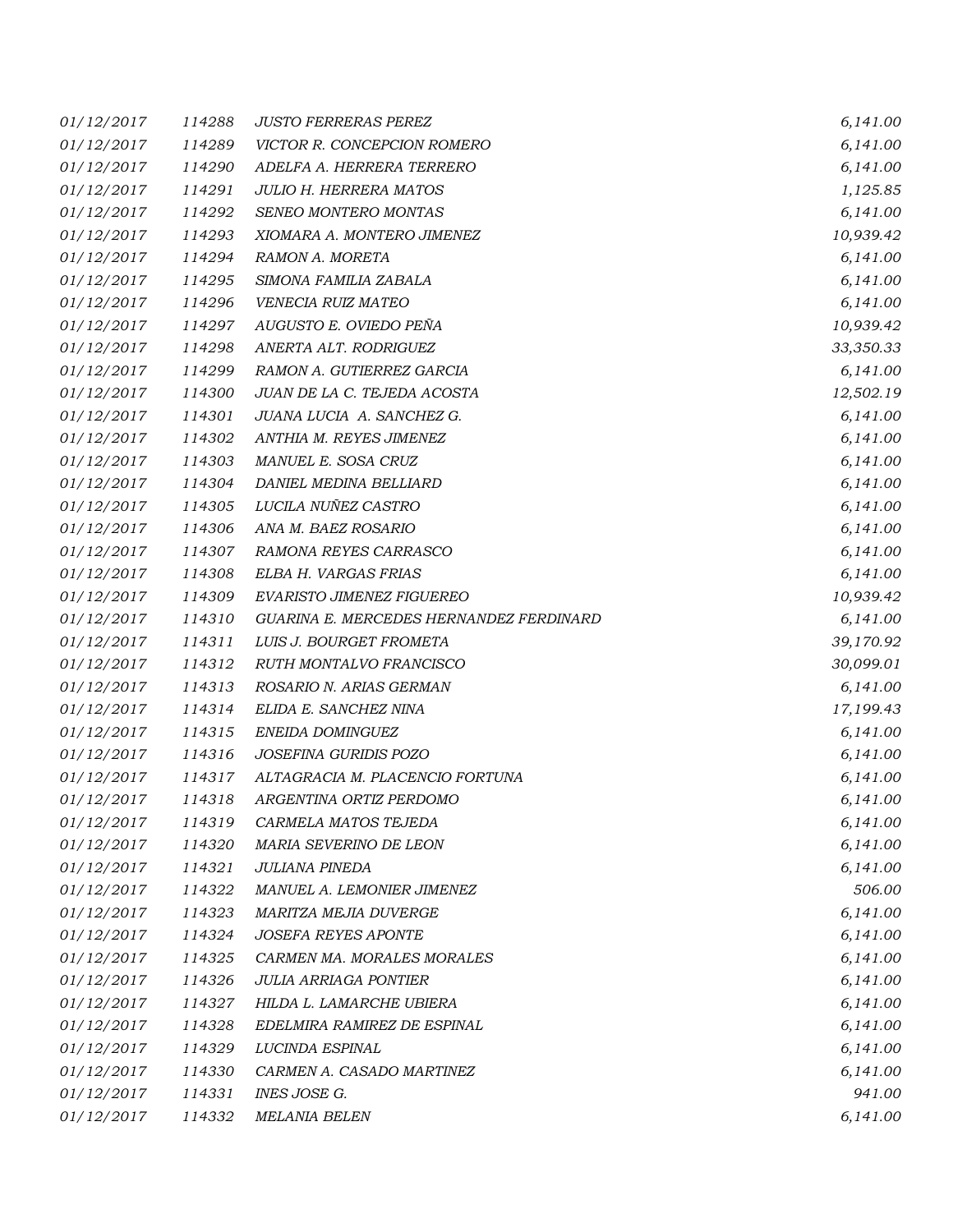| | | | |
|---|---|---|---|
| 01/12/2017 | 114288 | JUSTO FERRERAS PEREZ | 6,141.00 |
| 01/12/2017 | 114289 | VICTOR R. CONCEPCION ROMERO | 6,141.00 |
| 01/12/2017 | 114290 | ADELFA A. HERRERA TERRERO | 6,141.00 |
| 01/12/2017 | 114291 | JULIO H. HERRERA MATOS | 1,125.85 |
| 01/12/2017 | 114292 | SENEO MONTERO MONTAS | 6,141.00 |
| 01/12/2017 | 114293 | XIOMARA A. MONTERO JIMENEZ | 10,939.42 |
| 01/12/2017 | 114294 | RAMON A. MORETA | 6,141.00 |
| 01/12/2017 | 114295 | SIMONA FAMILIA ZABALA | 6,141.00 |
| 01/12/2017 | 114296 | VENECIA RUIZ MATEO | 6,141.00 |
| 01/12/2017 | 114297 | AUGUSTO E. OVIEDO PEÑA | 10,939.42 |
| 01/12/2017 | 114298 | ANERTA ALT. RODRIGUEZ | 33,350.33 |
| 01/12/2017 | 114299 | RAMON A. GUTIERREZ GARCIA | 6,141.00 |
| 01/12/2017 | 114300 | JUAN DE LA C. TEJEDA ACOSTA | 12,502.19 |
| 01/12/2017 | 114301 | JUANA LUCIA A. SANCHEZ G. | 6,141.00 |
| 01/12/2017 | 114302 | ANTHIA M. REYES JIMENEZ | 6,141.00 |
| 01/12/2017 | 114303 | MANUEL E. SOSA CRUZ | 6,141.00 |
| 01/12/2017 | 114304 | DANIEL MEDINA BELLIARD | 6,141.00 |
| 01/12/2017 | 114305 | LUCILA NUÑEZ CASTRO | 6,141.00 |
| 01/12/2017 | 114306 | ANA M. BAEZ ROSARIO | 6,141.00 |
| 01/12/2017 | 114307 | RAMONA REYES CARRASCO | 6,141.00 |
| 01/12/2017 | 114308 | ELBA H. VARGAS FRIAS | 6,141.00 |
| 01/12/2017 | 114309 | EVARISTO JIMENEZ FIGUEREO | 10,939.42 |
| 01/12/2017 | 114310 | GUARINA E. MERCEDES HERNANDEZ FERDINARD | 6,141.00 |
| 01/12/2017 | 114311 | LUIS J. BOURGET FROMETA | 39,170.92 |
| 01/12/2017 | 114312 | RUTH MONTALVO FRANCISCO | 30,099.01 |
| 01/12/2017 | 114313 | ROSARIO N. ARIAS GERMAN | 6,141.00 |
| 01/12/2017 | 114314 | ELIDA E. SANCHEZ NINA | 17,199.43 |
| 01/12/2017 | 114315 | ENEIDA DOMINGUEZ | 6,141.00 |
| 01/12/2017 | 114316 | JOSEFINA GURIDIS POZO | 6,141.00 |
| 01/12/2017 | 114317 | ALTAGRACIA M. PLACENCIO FORTUNA | 6,141.00 |
| 01/12/2017 | 114318 | ARGENTINA ORTIZ PERDOMO | 6,141.00 |
| 01/12/2017 | 114319 | CARMELA MATOS TEJEDA | 6,141.00 |
| 01/12/2017 | 114320 | MARIA SEVERINO DE LEON | 6,141.00 |
| 01/12/2017 | 114321 | JULIANA PINEDA | 6,141.00 |
| 01/12/2017 | 114322 | MANUEL A. LEMONIER JIMENEZ | 506.00 |
| 01/12/2017 | 114323 | MARITZA MEJIA DUVERGE | 6,141.00 |
| 01/12/2017 | 114324 | JOSEFA REYES APONTE | 6,141.00 |
| 01/12/2017 | 114325 | CARMEN MA. MORALES MORALES | 6,141.00 |
| 01/12/2017 | 114326 | JULIA ARRIAGA PONTIER | 6,141.00 |
| 01/12/2017 | 114327 | HILDA L. LAMARCHE UBIERA | 6,141.00 |
| 01/12/2017 | 114328 | EDELMIRA RAMIREZ DE ESPINAL | 6,141.00 |
| 01/12/2017 | 114329 | LUCINDA ESPINAL | 6,141.00 |
| 01/12/2017 | 114330 | CARMEN A. CASADO MARTINEZ | 6,141.00 |
| 01/12/2017 | 114331 | INES JOSE G. | 941.00 |
| 01/12/2017 | 114332 | MELANIA BELEN | 6,141.00 |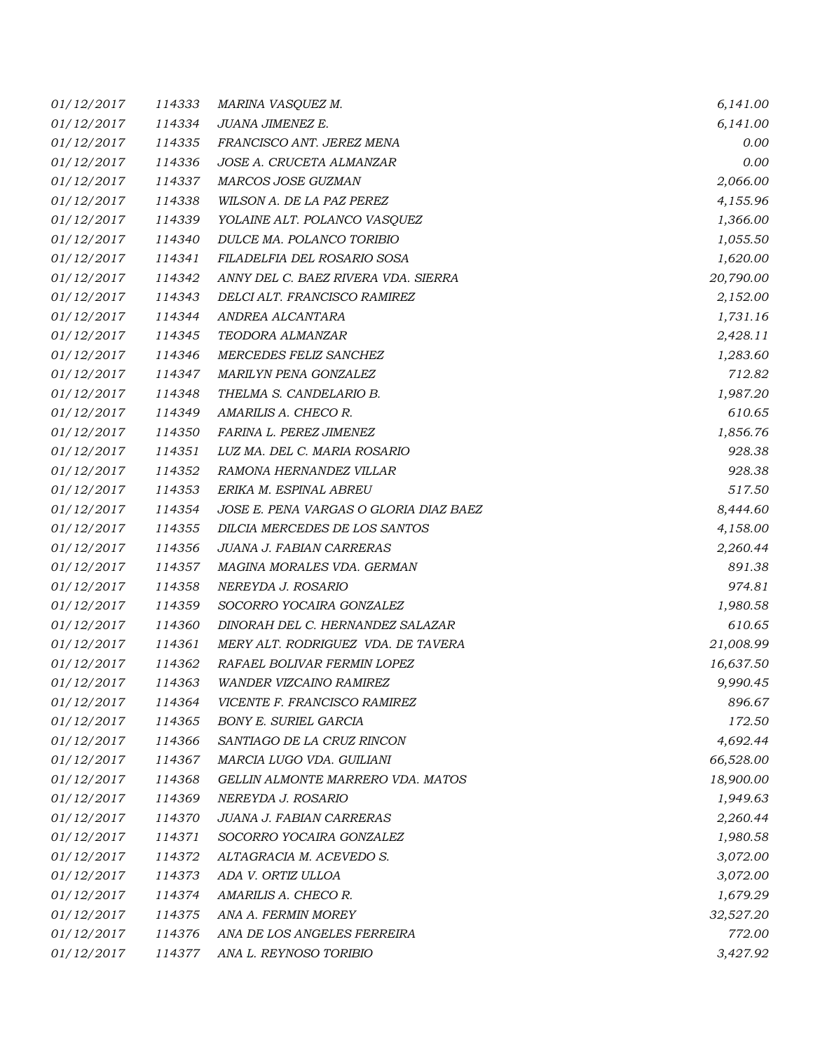| | | | |
|---|---|---|---|
| *01/12/2017* | *114333* | *MARINA VASQUEZ M.* | *6,141.00* |
| *01/12/2017* | *114334* | *JUANA JIMENEZ E.* | *6,141.00* |
| *01/12/2017* | *114335* | *FRANCISCO ANT. JEREZ MENA* | *0.00* |
| *01/12/2017* | *114336* | *JOSE A. CRUCETA ALMANZAR* | *0.00* |
| *01/12/2017* | *114337* | *MARCOS JOSE GUZMAN* | *2,066.00* |
| *01/12/2017* | *114338* | *WILSON A. DE LA PAZ PEREZ* | *4,155.96* |
| *01/12/2017* | *114339* | *YOLAINE ALT. POLANCO VASQUEZ* | *1,366.00* |
| *01/12/2017* | *114340* | *DULCE MA. POLANCO TORIBIO* | *1,055.50* |
| *01/12/2017* | *114341* | *FILADELFIA DEL ROSARIO SOSA* | *1,620.00* |
| *01/12/2017* | *114342* | *ANNY DEL C. BAEZ RIVERA VDA. SIERRA* | *20,790.00* |
| *01/12/2017* | *114343* | *DELCI ALT. FRANCISCO RAMIREZ* | *2,152.00* |
| *01/12/2017* | *114344* | *ANDREA ALCANTARA* | *1,731.16* |
| *01/12/2017* | *114345* | *TEODORA ALMANZAR* | *2,428.11* |
| *01/12/2017* | *114346* | *MERCEDES FELIZ SANCHEZ* | *1,283.60* |
| *01/12/2017* | *114347* | *MARILYN PENA GONZALEZ* | *712.82* |
| *01/12/2017* | *114348* | *THELMA S. CANDELARIO B.* | *1,987.20* |
| *01/12/2017* | *114349* | *AMARILIS A. CHECO R.* | *610.65* |
| *01/12/2017* | *114350* | *FARINA L. PEREZ JIMENEZ* | *1,856.76* |
| *01/12/2017* | *114351* | *LUZ MA. DEL C. MARIA ROSARIO* | *928.38* |
| *01/12/2017* | *114352* | *RAMONA HERNANDEZ VILLAR* | *928.38* |
| *01/12/2017* | *114353* | *ERIKA M. ESPINAL ABREU* | *517.50* |
| *01/12/2017* | *114354* | *JOSE E. PENA VARGAS O GLORIA DIAZ BAEZ* | *8,444.60* |
| *01/12/2017* | *114355* | *DILCIA MERCEDES DE LOS SANTOS* | *4,158.00* |
| *01/12/2017* | *114356* | *JUANA J. FABIAN CARRERAS* | *2,260.44* |
| *01/12/2017* | *114357* | *MAGINA MORALES VDA. GERMAN* | *891.38* |
| *01/12/2017* | *114358* | *NEREYDA J. ROSARIO* | *974.81* |
| *01/12/2017* | *114359* | *SOCORRO YOCAIRA GONZALEZ* | *1,980.58* |
| *01/12/2017* | *114360* | *DINORAH DEL C. HERNANDEZ SALAZAR* | *610.65* |
| *01/12/2017* | *114361* | *MERY ALT. RODRIGUEZ VDA. DE TAVERA* | *21,008.99* |
| *01/12/2017* | *114362* | *RAFAEL BOLIVAR FERMIN LOPEZ* | *16,637.50* |
| *01/12/2017* | *114363* | *WANDER VIZCAINO RAMIREZ* | *9,990.45* |
| *01/12/2017* | *114364* | *VICENTE F. FRANCISCO RAMIREZ* | *896.67* |
| *01/12/2017* | *114365* | *BONY E. SURIEL GARCIA* | *172.50* |
| *01/12/2017* | *114366* | *SANTIAGO DE LA CRUZ RINCON* | *4,692.44* |
| *01/12/2017* | *114367* | *MARCIA LUGO VDA. GUILIANI* | *66,528.00* |
| *01/12/2017* | *114368* | *GELLIN ALMONTE MARRERO VDA. MATOS* | *18,900.00* |
| *01/12/2017* | *114369* | *NEREYDA J. ROSARIO* | *1,949.63* |
| *01/12/2017* | *114370* | *JUANA J. FABIAN CARRERAS* | *2,260.44* |
| *01/12/2017* | *114371* | *SOCORRO YOCAIRA GONZALEZ* | *1,980.58* |
| *01/12/2017* | *114372* | *ALTAGRACIA M. ACEVEDO S.* | *3,072.00* |
| *01/12/2017* | *114373* | *ADA V. ORTIZ ULLOA* | *3,072.00* |
| *01/12/2017* | *114374* | *AMARILIS A. CHECO R.* | *1,679.29* |
| *01/12/2017* | *114375* | *ANA A. FERMIN MOREY* | *32,527.20* |
| *01/12/2017* | *114376* | *ANA DE LOS ANGELES FERREIRA* | *772.00* |
| *01/12/2017* | *114377* | *ANA L. REYNOSO TORIBIO* | *3,427.92* |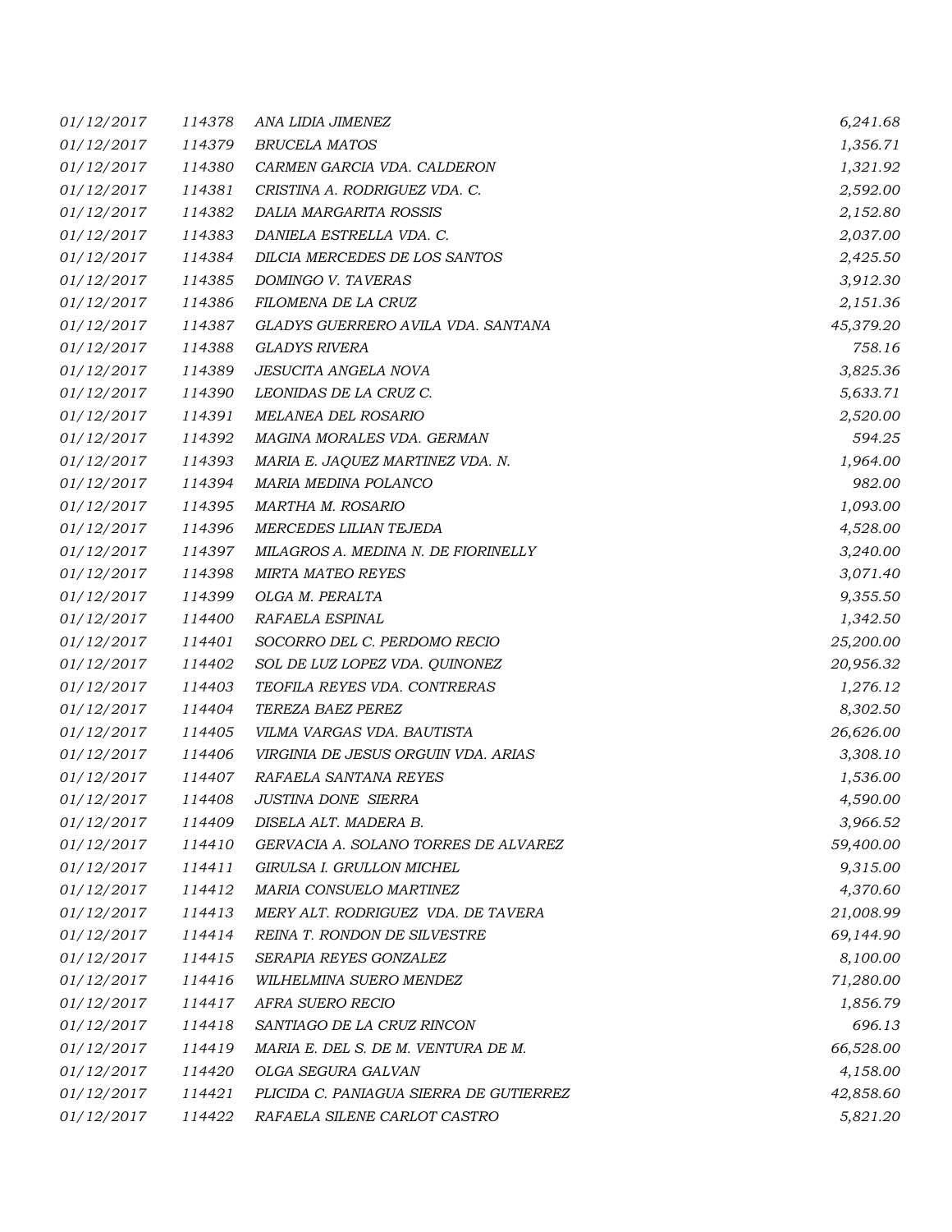| | | | |
|---|---|---|---|
| 01/12/2017 | 114378 | ANA LIDIA JIMENEZ | 6,241.68 |
| 01/12/2017 | 114379 | BRUCELA MATOS | 1,356.71 |
| 01/12/2017 | 114380 | CARMEN GARCIA VDA. CALDERON | 1,321.92 |
| 01/12/2017 | 114381 | CRISTINA A. RODRIGUEZ VDA. C. | 2,592.00 |
| 01/12/2017 | 114382 | DALIA MARGARITA ROSSIS | 2,152.80 |
| 01/12/2017 | 114383 | DANIELA ESTRELLA VDA. C. | 2,037.00 |
| 01/12/2017 | 114384 | DILCIA MERCEDES DE LOS SANTOS | 2,425.50 |
| 01/12/2017 | 114385 | DOMINGO V. TAVERAS | 3,912.30 |
| 01/12/2017 | 114386 | FILOMENA DE LA CRUZ | 2,151.36 |
| 01/12/2017 | 114387 | GLADYS GUERRERO AVILA VDA. SANTANA | 45,379.20 |
| 01/12/2017 | 114388 | GLADYS RIVERA | 758.16 |
| 01/12/2017 | 114389 | JESUCITA ANGELA NOVA | 3,825.36 |
| 01/12/2017 | 114390 | LEONIDAS DE LA CRUZ C. | 5,633.71 |
| 01/12/2017 | 114391 | MELANEA DEL ROSARIO | 2,520.00 |
| 01/12/2017 | 114392 | MAGINA MORALES VDA. GERMAN | 594.25 |
| 01/12/2017 | 114393 | MARIA E. JAQUEZ MARTINEZ VDA. N. | 1,964.00 |
| 01/12/2017 | 114394 | MARIA MEDINA POLANCO | 982.00 |
| 01/12/2017 | 114395 | MARTHA M. ROSARIO | 1,093.00 |
| 01/12/2017 | 114396 | MERCEDES LILIAN TEJEDA | 4,528.00 |
| 01/12/2017 | 114397 | MILAGROS A. MEDINA N. DE FIORINELLY | 3,240.00 |
| 01/12/2017 | 114398 | MIRTA MATEO REYES | 3,071.40 |
| 01/12/2017 | 114399 | OLGA M. PERALTA | 9,355.50 |
| 01/12/2017 | 114400 | RAFAELA ESPINAL | 1,342.50 |
| 01/12/2017 | 114401 | SOCORRO DEL C. PERDOMO RECIO | 25,200.00 |
| 01/12/2017 | 114402 | SOL DE LUZ LOPEZ VDA. QUINONEZ | 20,956.32 |
| 01/12/2017 | 114403 | TEOFILA REYES VDA. CONTRERAS | 1,276.12 |
| 01/12/2017 | 114404 | TEREZA BAEZ PEREZ | 8,302.50 |
| 01/12/2017 | 114405 | VILMA VARGAS VDA. BAUTISTA | 26,626.00 |
| 01/12/2017 | 114406 | VIRGINIA DE JESUS ORGUIN VDA. ARIAS | 3,308.10 |
| 01/12/2017 | 114407 | RAFAELA SANTANA REYES | 1,536.00 |
| 01/12/2017 | 114408 | JUSTINA DONE SIERRA | 4,590.00 |
| 01/12/2017 | 114409 | DISELA ALT. MADERA B. | 3,966.52 |
| 01/12/2017 | 114410 | GERVACIA A. SOLANO TORRES DE ALVAREZ | 59,400.00 |
| 01/12/2017 | 114411 | GIRULSA I. GRULLON MICHEL | 9,315.00 |
| 01/12/2017 | 114412 | MARIA CONSUELO MARTINEZ | 4,370.60 |
| 01/12/2017 | 114413 | MERY ALT. RODRIGUEZ VDA. DE TAVERA | 21,008.99 |
| 01/12/2017 | 114414 | REINA T. RONDON DE SILVESTRE | 69,144.90 |
| 01/12/2017 | 114415 | SERAPIA REYES GONZALEZ | 8,100.00 |
| 01/12/2017 | 114416 | WILHELMINA SUERO MENDEZ | 71,280.00 |
| 01/12/2017 | 114417 | AFRA SUERO RECIO | 1,856.79 |
| 01/12/2017 | 114418 | SANTIAGO DE LA CRUZ RINCON | 696.13 |
| 01/12/2017 | 114419 | MARIA E. DEL S. DE M. VENTURA DE M. | 66,528.00 |
| 01/12/2017 | 114420 | OLGA SEGURA GALVAN | 4,158.00 |
| 01/12/2017 | 114421 | PLICIDA C. PANIAGUA SIERRA DE GUTIERREZ | 42,858.60 |
| 01/12/2017 | 114422 | RAFAELA SILENE CARLOT CASTRO | 5,821.20 |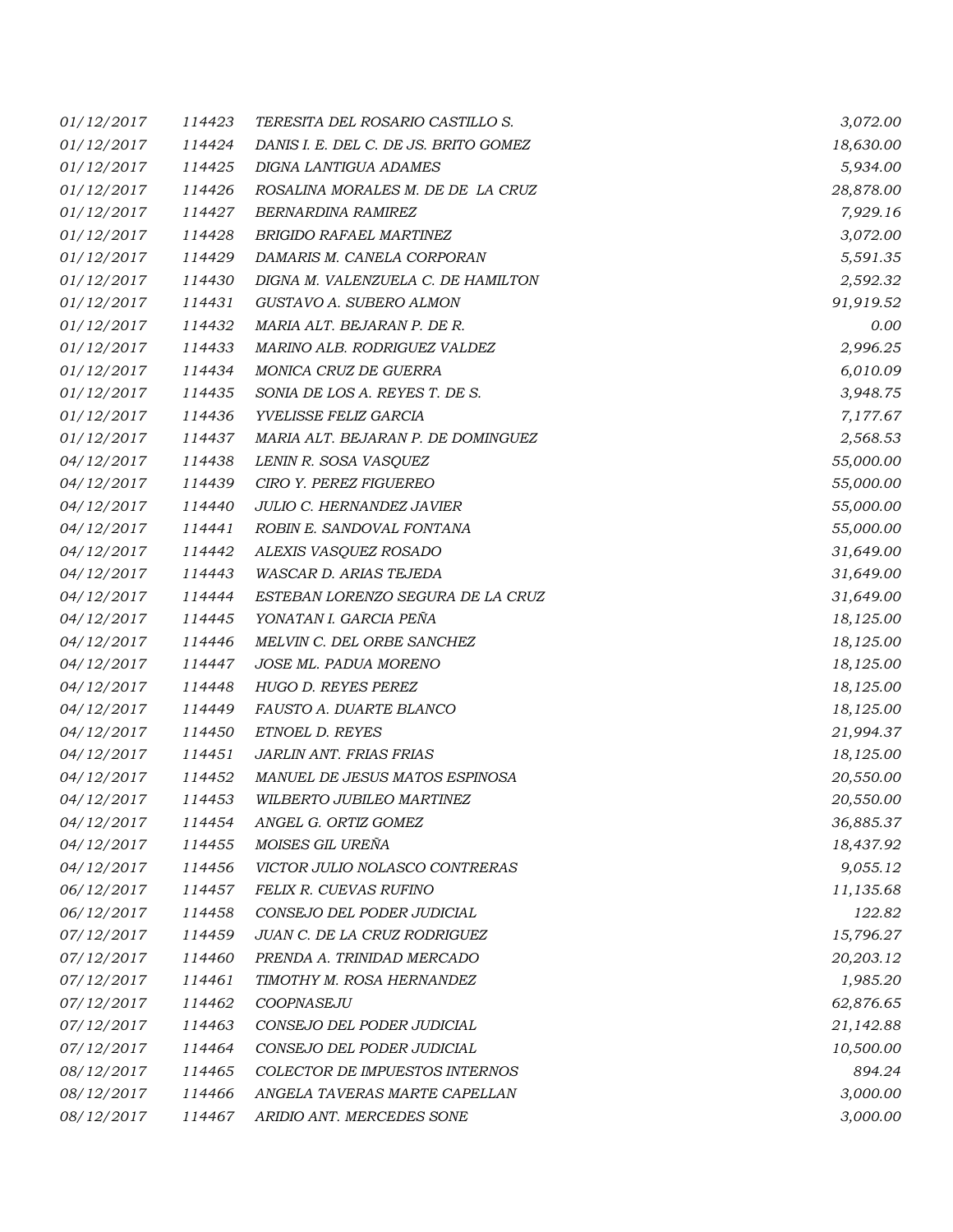| | | | |
|---|---|---|---|
| 01/12/2017 | 114423 | TERESITA DEL ROSARIO CASTILLO S. | 3,072.00 |
| 01/12/2017 | 114424 | DANIS I. E. DEL C. DE JS. BRITO GOMEZ | 18,630.00 |
| 01/12/2017 | 114425 | DIGNA LANTIGUA ADAMES | 5,934.00 |
| 01/12/2017 | 114426 | ROSALINA MORALES M. DE DE LA CRUZ | 28,878.00 |
| 01/12/2017 | 114427 | BERNARDINA RAMIREZ | 7,929.16 |
| 01/12/2017 | 114428 | BRIGIDO RAFAEL MARTINEZ | 3,072.00 |
| 01/12/2017 | 114429 | DAMARIS M. CANELA CORPORAN | 5,591.35 |
| 01/12/2017 | 114430 | DIGNA M. VALENZUELA C. DE HAMILTON | 2,592.32 |
| 01/12/2017 | 114431 | GUSTAVO A. SUBERO ALMON | 91,919.52 |
| 01/12/2017 | 114432 | MARIA ALT. BEJARAN P. DE R. | 0.00 |
| 01/12/2017 | 114433 | MARINO ALB. RODRIGUEZ VALDEZ | 2,996.25 |
| 01/12/2017 | 114434 | MONICA CRUZ DE GUERRA | 6,010.09 |
| 01/12/2017 | 114435 | SONIA DE LOS A. REYES T. DE S. | 3,948.75 |
| 01/12/2017 | 114436 | YVELISSE FELIZ GARCIA | 7,177.67 |
| 01/12/2017 | 114437 | MARIA ALT. BEJARAN P. DE DOMINGUEZ | 2,568.53 |
| 04/12/2017 | 114438 | LENIN R. SOSA VASQUEZ | 55,000.00 |
| 04/12/2017 | 114439 | CIRO Y. PEREZ FIGUEREO | 55,000.00 |
| 04/12/2017 | 114440 | JULIO C. HERNANDEZ JAVIER | 55,000.00 |
| 04/12/2017 | 114441 | ROBIN E. SANDOVAL FONTANA | 55,000.00 |
| 04/12/2017 | 114442 | ALEXIS VASQUEZ ROSADO | 31,649.00 |
| 04/12/2017 | 114443 | WASCAR D. ARIAS TEJEDA | 31,649.00 |
| 04/12/2017 | 114444 | ESTEBAN LORENZO SEGURA DE LA CRUZ | 31,649.00 |
| 04/12/2017 | 114445 | YONATAN I. GARCIA PEÑA | 18,125.00 |
| 04/12/2017 | 114446 | MELVIN C. DEL ORBE SANCHEZ | 18,125.00 |
| 04/12/2017 | 114447 | JOSE ML. PADUA MORENO | 18,125.00 |
| 04/12/2017 | 114448 | HUGO D. REYES PEREZ | 18,125.00 |
| 04/12/2017 | 114449 | FAUSTO A. DUARTE BLANCO | 18,125.00 |
| 04/12/2017 | 114450 | ETNOEL D. REYES | 21,994.37 |
| 04/12/2017 | 114451 | JARLIN ANT. FRIAS FRIAS | 18,125.00 |
| 04/12/2017 | 114452 | MANUEL DE JESUS MATOS ESPINOSA | 20,550.00 |
| 04/12/2017 | 114453 | WILBERTO JUBILEO MARTINEZ | 20,550.00 |
| 04/12/2017 | 114454 | ANGEL G. ORTIZ GOMEZ | 36,885.37 |
| 04/12/2017 | 114455 | MOISES GIL UREÑA | 18,437.92 |
| 04/12/2017 | 114456 | VICTOR JULIO NOLASCO CONTRERAS | 9,055.12 |
| 06/12/2017 | 114457 | FELIX R. CUEVAS RUFINO | 11,135.68 |
| 06/12/2017 | 114458 | CONSEJO DEL PODER JUDICIAL | 122.82 |
| 07/12/2017 | 114459 | JUAN C. DE LA CRUZ RODRIGUEZ | 15,796.27 |
| 07/12/2017 | 114460 | PRENDA A. TRINIDAD MERCADO | 20,203.12 |
| 07/12/2017 | 114461 | TIMOTHY M. ROSA HERNANDEZ | 1,985.20 |
| 07/12/2017 | 114462 | COOPNASEJU | 62,876.65 |
| 07/12/2017 | 114463 | CONSEJO DEL PODER JUDICIAL | 21,142.88 |
| 07/12/2017 | 114464 | CONSEJO DEL PODER JUDICIAL | 10,500.00 |
| 08/12/2017 | 114465 | COLECTOR DE IMPUESTOS INTERNOS | 894.24 |
| 08/12/2017 | 114466 | ANGELA TAVERAS MARTE CAPELLAN | 3,000.00 |
| 08/12/2017 | 114467 | ARIDIO ANT. MERCEDES SONE | 3,000.00 |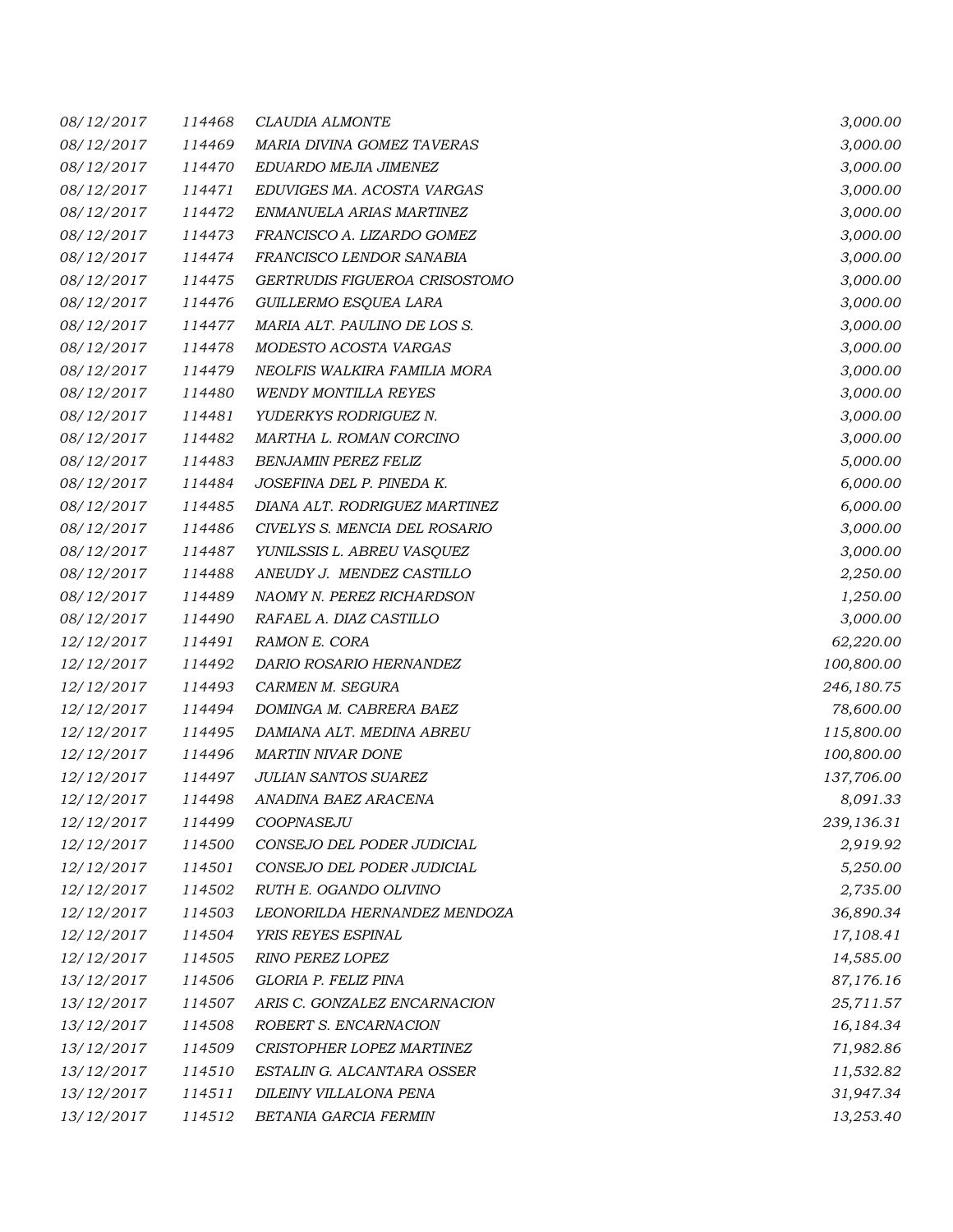| | | | |
|---|---|---|---|
| 08/12/2017 | 114468 | CLAUDIA ALMONTE | 3,000.00 |
| 08/12/2017 | 114469 | MARIA DIVINA GOMEZ TAVERAS | 3,000.00 |
| 08/12/2017 | 114470 | EDUARDO MEJIA JIMENEZ | 3,000.00 |
| 08/12/2017 | 114471 | EDUVIGES MA. ACOSTA VARGAS | 3,000.00 |
| 08/12/2017 | 114472 | ENMANUELA ARIAS MARTINEZ | 3,000.00 |
| 08/12/2017 | 114473 | FRANCISCO A. LIZARDO GOMEZ | 3,000.00 |
| 08/12/2017 | 114474 | FRANCISCO LENDOR SANABIA | 3,000.00 |
| 08/12/2017 | 114475 | GERTRUDIS FIGUEROA CRISOSTOMO | 3,000.00 |
| 08/12/2017 | 114476 | GUILLERMO ESQUEA LARA | 3,000.00 |
| 08/12/2017 | 114477 | MARIA ALT. PAULINO DE LOS S. | 3,000.00 |
| 08/12/2017 | 114478 | MODESTO ACOSTA VARGAS | 3,000.00 |
| 08/12/2017 | 114479 | NEOLFIS WALKIRA FAMILIA MORA | 3,000.00 |
| 08/12/2017 | 114480 | WENDY MONTILLA REYES | 3,000.00 |
| 08/12/2017 | 114481 | YUDERKYS RODRIGUEZ N. | 3,000.00 |
| 08/12/2017 | 114482 | MARTHA L. ROMAN CORCINO | 3,000.00 |
| 08/12/2017 | 114483 | BENJAMIN PEREZ FELIZ | 5,000.00 |
| 08/12/2017 | 114484 | JOSEFINA DEL P. PINEDA K. | 6,000.00 |
| 08/12/2017 | 114485 | DIANA ALT. RODRIGUEZ MARTINEZ | 6,000.00 |
| 08/12/2017 | 114486 | CIVELYS S. MENCIA DEL ROSARIO | 3,000.00 |
| 08/12/2017 | 114487 | YUNILSSIS L. ABREU VASQUEZ | 3,000.00 |
| 08/12/2017 | 114488 | ANEUDY J. MENDEZ CASTILLO | 2,250.00 |
| 08/12/2017 | 114489 | NAOMY N. PEREZ RICHARDSON | 1,250.00 |
| 08/12/2017 | 114490 | RAFAEL A. DIAZ CASTILLO | 3,000.00 |
| 12/12/2017 | 114491 | RAMON E. CORA | 62,220.00 |
| 12/12/2017 | 114492 | DARIO ROSARIO HERNANDEZ | 100,800.00 |
| 12/12/2017 | 114493 | CARMEN M. SEGURA | 246,180.75 |
| 12/12/2017 | 114494 | DOMINGA M. CABRERA BAEZ | 78,600.00 |
| 12/12/2017 | 114495 | DAMIANA ALT. MEDINA ABREU | 115,800.00 |
| 12/12/2017 | 114496 | MARTIN NIVAR DONE | 100,800.00 |
| 12/12/2017 | 114497 | JULIAN SANTOS SUAREZ | 137,706.00 |
| 12/12/2017 | 114498 | ANADINA BAEZ ARACENA | 8,091.33 |
| 12/12/2017 | 114499 | COOPNASEJU | 239,136.31 |
| 12/12/2017 | 114500 | CONSEJO DEL PODER JUDICIAL | 2,919.92 |
| 12/12/2017 | 114501 | CONSEJO DEL PODER JUDICIAL | 5,250.00 |
| 12/12/2017 | 114502 | RUTH E. OGANDO OLIVINO | 2,735.00 |
| 12/12/2017 | 114503 | LEONORILDA HERNANDEZ MENDOZA | 36,890.34 |
| 12/12/2017 | 114504 | YRIS REYES ESPINAL | 17,108.41 |
| 12/12/2017 | 114505 | RINO PEREZ LOPEZ | 14,585.00 |
| 13/12/2017 | 114506 | GLORIA P. FELIZ PINA | 87,176.16 |
| 13/12/2017 | 114507 | ARIS C. GONZALEZ ENCARNACION | 25,711.57 |
| 13/12/2017 | 114508 | ROBERT S. ENCARNACION | 16,184.34 |
| 13/12/2017 | 114509 | CRISTOPHER LOPEZ MARTINEZ | 71,982.86 |
| 13/12/2017 | 114510 | ESTALIN G. ALCANTARA OSSER | 11,532.82 |
| 13/12/2017 | 114511 | DILEINY VILLALONA PENA | 31,947.34 |
| 13/12/2017 | 114512 | BETANIA GARCIA FERMIN | 13,253.40 |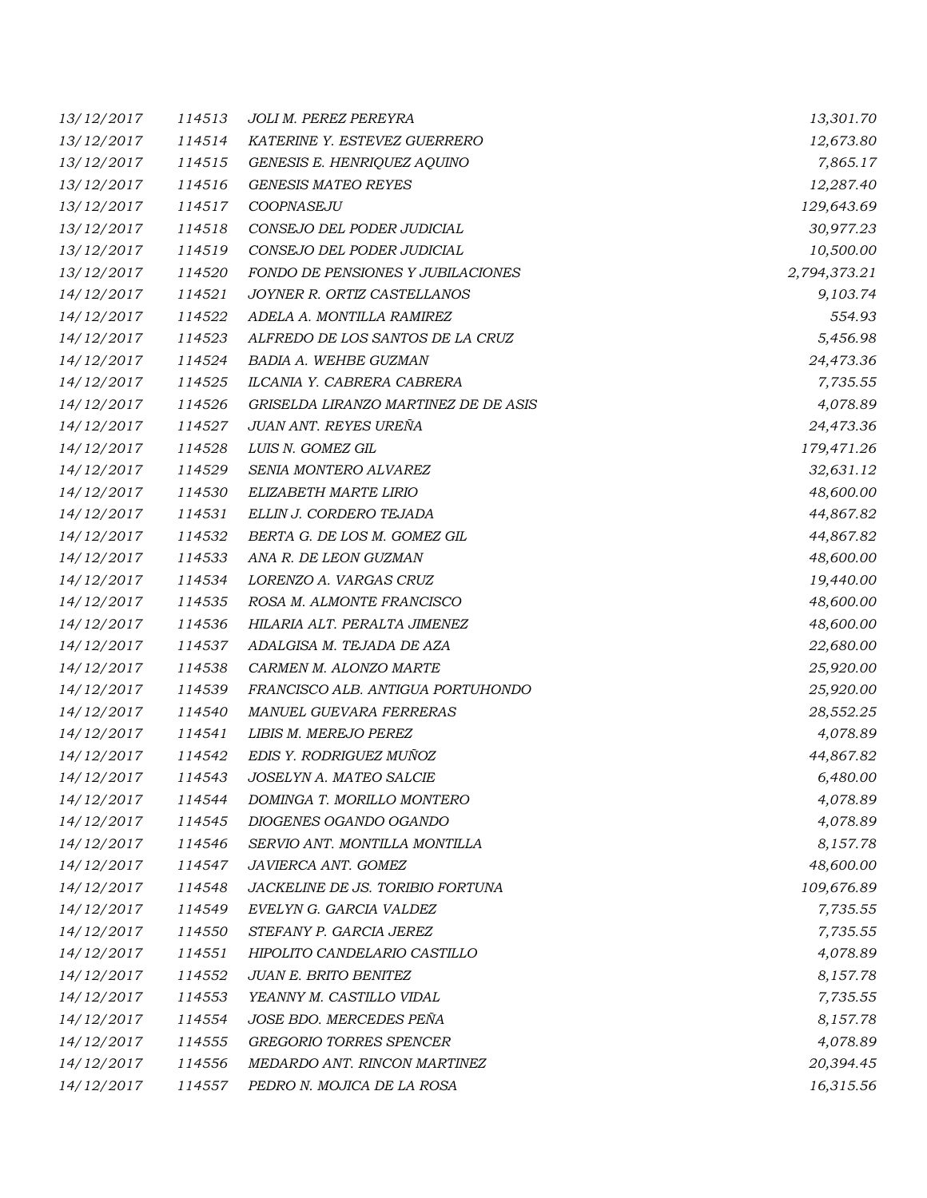| | | | |
|---|---|---|---|
| 13/12/2017 | 114513 | JOLI M. PEREZ PEREYRA | 13,301.70 |
| 13/12/2017 | 114514 | KATERINE Y. ESTEVEZ GUERRERO | 12,673.80 |
| 13/12/2017 | 114515 | GENESIS E. HENRIQUEZ AQUINO | 7,865.17 |
| 13/12/2017 | 114516 | GENESIS MATEO REYES | 12,287.40 |
| 13/12/2017 | 114517 | COOPNASEJU | 129,643.69 |
| 13/12/2017 | 114518 | CONSEJO DEL PODER JUDICIAL | 30,977.23 |
| 13/12/2017 | 114519 | CONSEJO DEL PODER JUDICIAL | 10,500.00 |
| 13/12/2017 | 114520 | FONDO DE PENSIONES Y JUBILACIONES | 2,794,373.21 |
| 14/12/2017 | 114521 | JOYNER R. ORTIZ CASTELLANOS | 9,103.74 |
| 14/12/2017 | 114522 | ADELA A. MONTILLA RAMIREZ | 554.93 |
| 14/12/2017 | 114523 | ALFREDO DE LOS SANTOS DE LA CRUZ | 5,456.98 |
| 14/12/2017 | 114524 | BADIA A. WEHBE GUZMAN | 24,473.36 |
| 14/12/2017 | 114525 | ILCANIA Y. CABRERA CABRERA | 7,735.55 |
| 14/12/2017 | 114526 | GRISELDA LIRANZO MARTINEZ DE DE ASIS | 4,078.89 |
| 14/12/2017 | 114527 | JUAN ANT. REYES UREÑA | 24,473.36 |
| 14/12/2017 | 114528 | LUIS N. GOMEZ GIL | 179,471.26 |
| 14/12/2017 | 114529 | SENIA MONTERO ALVAREZ | 32,631.12 |
| 14/12/2017 | 114530 | ELIZABETH MARTE LIRIO | 48,600.00 |
| 14/12/2017 | 114531 | ELLIN J. CORDERO TEJADA | 44,867.82 |
| 14/12/2017 | 114532 | BERTA G. DE LOS M. GOMEZ GIL | 44,867.82 |
| 14/12/2017 | 114533 | ANA R. DE LEON GUZMAN | 48,600.00 |
| 14/12/2017 | 114534 | LORENZO A. VARGAS CRUZ | 19,440.00 |
| 14/12/2017 | 114535 | ROSA M. ALMONTE FRANCISCO | 48,600.00 |
| 14/12/2017 | 114536 | HILARIA ALT. PERALTA JIMENEZ | 48,600.00 |
| 14/12/2017 | 114537 | ADALGISA M. TEJADA DE AZA | 22,680.00 |
| 14/12/2017 | 114538 | CARMEN M. ALONZO MARTE | 25,920.00 |
| 14/12/2017 | 114539 | FRANCISCO ALB. ANTIGUA PORTUHONDO | 25,920.00 |
| 14/12/2017 | 114540 | MANUEL GUEVARA FERRERAS | 28,552.25 |
| 14/12/2017 | 114541 | LIBIS M. MEREJO PEREZ | 4,078.89 |
| 14/12/2017 | 114542 | EDIS Y. RODRIGUEZ MUÑOZ | 44,867.82 |
| 14/12/2017 | 114543 | JOSELYN A. MATEO SALCIE | 6,480.00 |
| 14/12/2017 | 114544 | DOMINGA T. MORILLO MONTERO | 4,078.89 |
| 14/12/2017 | 114545 | DIOGENES OGANDO OGANDO | 4,078.89 |
| 14/12/2017 | 114546 | SERVIO ANT. MONTILLA MONTILLA | 8,157.78 |
| 14/12/2017 | 114547 | JAVIERCA ANT. GOMEZ | 48,600.00 |
| 14/12/2017 | 114548 | JACKELINE DE JS. TORIBIO FORTUNA | 109,676.89 |
| 14/12/2017 | 114549 | EVELYN G. GARCIA VALDEZ | 7,735.55 |
| 14/12/2017 | 114550 | STEFANY P. GARCIA JEREZ | 7,735.55 |
| 14/12/2017 | 114551 | HIPOLITO CANDELARIO CASTILLO | 4,078.89 |
| 14/12/2017 | 114552 | JUAN E. BRITO BENITEZ | 8,157.78 |
| 14/12/2017 | 114553 | YEANNY M. CASTILLO VIDAL | 7,735.55 |
| 14/12/2017 | 114554 | JOSE BDO. MERCEDES PEÑA | 8,157.78 |
| 14/12/2017 | 114555 | GREGORIO TORRES SPENCER | 4,078.89 |
| 14/12/2017 | 114556 | MEDARDO ANT. RINCON MARTINEZ | 20,394.45 |
| 14/12/2017 | 114557 | PEDRO N. MOJICA DE LA ROSA | 16,315.56 |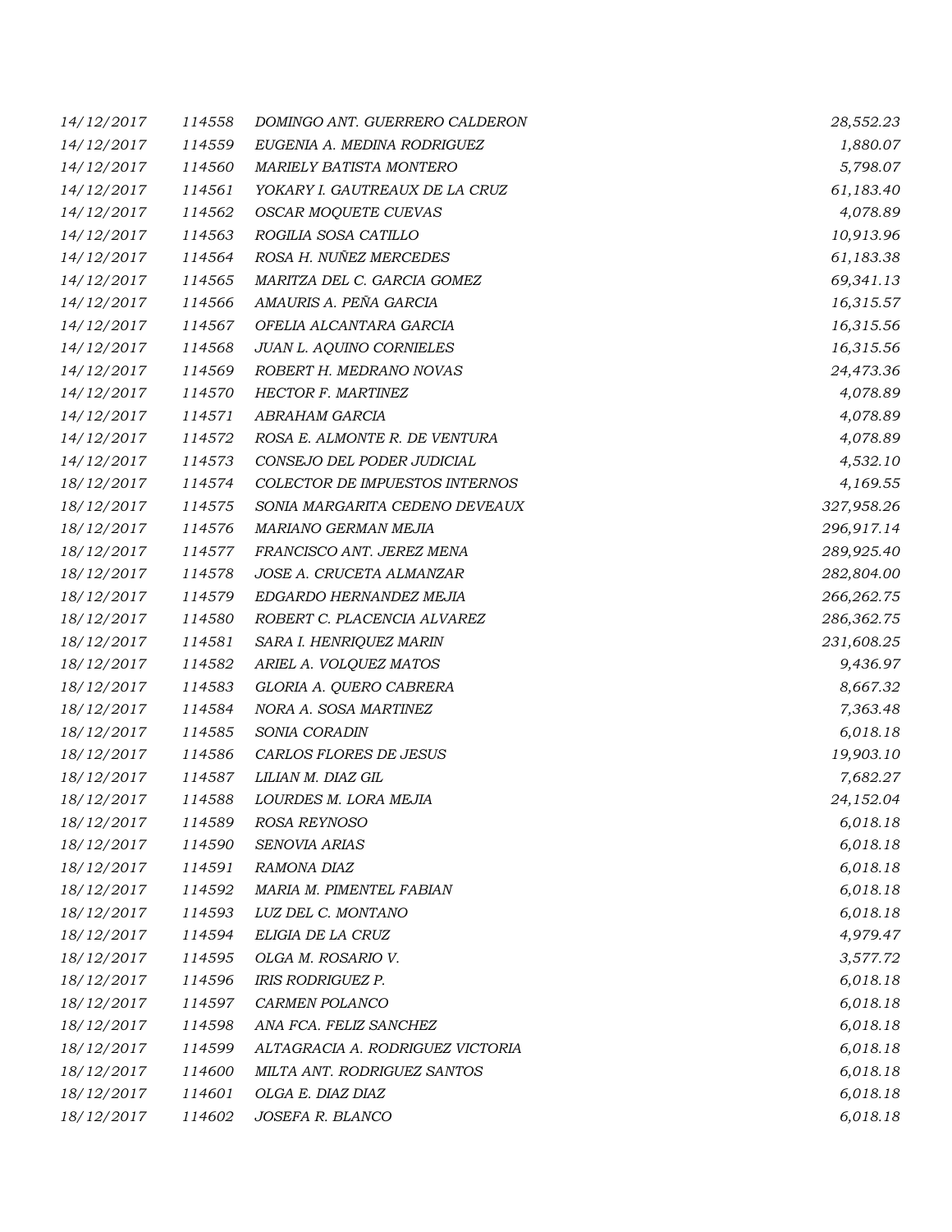| | | | |
|---|---|---|---|
| 14/12/2017 | 114558 | DOMINGO ANT. GUERRERO CALDERON | 28,552.23 |
| 14/12/2017 | 114559 | EUGENIA A. MEDINA RODRIGUEZ | 1,880.07 |
| 14/12/2017 | 114560 | MARIELY BATISTA MONTERO | 5,798.07 |
| 14/12/2017 | 114561 | YOKARY I. GAUTREAUX DE LA CRUZ | 61,183.40 |
| 14/12/2017 | 114562 | OSCAR MOQUETE CUEVAS | 4,078.89 |
| 14/12/2017 | 114563 | ROGILIA SOSA CATILLO | 10,913.96 |
| 14/12/2017 | 114564 | ROSA H. NUÑEZ MERCEDES | 61,183.38 |
| 14/12/2017 | 114565 | MARITZA DEL C. GARCIA GOMEZ | 69,341.13 |
| 14/12/2017 | 114566 | AMAURIS A. PEÑA GARCIA | 16,315.57 |
| 14/12/2017 | 114567 | OFELIA ALCANTARA GARCIA | 16,315.56 |
| 14/12/2017 | 114568 | JUAN L. AQUINO CORNIELES | 16,315.56 |
| 14/12/2017 | 114569 | ROBERT H. MEDRANO NOVAS | 24,473.36 |
| 14/12/2017 | 114570 | HECTOR F. MARTINEZ | 4,078.89 |
| 14/12/2017 | 114571 | ABRAHAM GARCIA | 4,078.89 |
| 14/12/2017 | 114572 | ROSA E. ALMONTE R. DE VENTURA | 4,078.89 |
| 14/12/2017 | 114573 | CONSEJO DEL PODER JUDICIAL | 4,532.10 |
| 18/12/2017 | 114574 | COLECTOR DE IMPUESTOS INTERNOS | 4,169.55 |
| 18/12/2017 | 114575 | SONIA MARGARITA CEDENO DEVEAUX | 327,958.26 |
| 18/12/2017 | 114576 | MARIANO GERMAN MEJIA | 296,917.14 |
| 18/12/2017 | 114577 | FRANCISCO ANT. JEREZ MENA | 289,925.40 |
| 18/12/2017 | 114578 | JOSE A. CRUCETA ALMANZAR | 282,804.00 |
| 18/12/2017 | 114579 | EDGARDO HERNANDEZ MEJIA | 266,262.75 |
| 18/12/2017 | 114580 | ROBERT C. PLACENCIA ALVAREZ | 286,362.75 |
| 18/12/2017 | 114581 | SARA I. HENRIQUEZ MARIN | 231,608.25 |
| 18/12/2017 | 114582 | ARIEL A. VOLQUEZ MATOS | 9,436.97 |
| 18/12/2017 | 114583 | GLORIA A. QUERO CABRERA | 8,667.32 |
| 18/12/2017 | 114584 | NORA A. SOSA MARTINEZ | 7,363.48 |
| 18/12/2017 | 114585 | SONIA CORADIN | 6,018.18 |
| 18/12/2017 | 114586 | CARLOS FLORES DE JESUS | 19,903.10 |
| 18/12/2017 | 114587 | LILIAN M. DIAZ GIL | 7,682.27 |
| 18/12/2017 | 114588 | LOURDES M. LORA MEJIA | 24,152.04 |
| 18/12/2017 | 114589 | ROSA REYNOSO | 6,018.18 |
| 18/12/2017 | 114590 | SENOVIA ARIAS | 6,018.18 |
| 18/12/2017 | 114591 | RAMONA DIAZ | 6,018.18 |
| 18/12/2017 | 114592 | MARIA M. PIMENTEL FABIAN | 6,018.18 |
| 18/12/2017 | 114593 | LUZ DEL C. MONTANO | 6,018.18 |
| 18/12/2017 | 114594 | ELIGIA DE LA CRUZ | 4,979.47 |
| 18/12/2017 | 114595 | OLGA M. ROSARIO V. | 3,577.72 |
| 18/12/2017 | 114596 | IRIS RODRIGUEZ P. | 6,018.18 |
| 18/12/2017 | 114597 | CARMEN POLANCO | 6,018.18 |
| 18/12/2017 | 114598 | ANA FCA. FELIZ SANCHEZ | 6,018.18 |
| 18/12/2017 | 114599 | ALTAGRACIA A. RODRIGUEZ VICTORIA | 6,018.18 |
| 18/12/2017 | 114600 | MILTA ANT. RODRIGUEZ SANTOS | 6,018.18 |
| 18/12/2017 | 114601 | OLGA E. DIAZ DIAZ | 6,018.18 |
| 18/12/2017 | 114602 | JOSEFA R. BLANCO | 6,018.18 |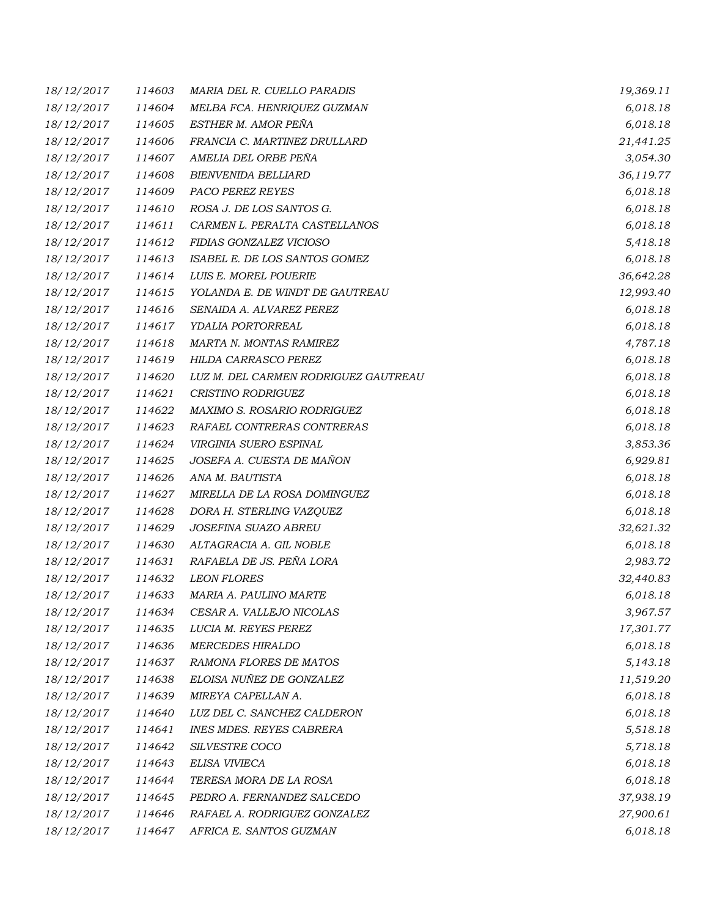| | | | |
|---|---|---|---|
| *18/12/2017* | *114603* | *MARIA DEL R. CUELLO PARADIS* | *19,369.11* |
| *18/12/2017* | *114604* | *MELBA FCA. HENRIQUEZ GUZMAN* | *6,018.18* |
| *18/12/2017* | *114605* | *ESTHER M. AMOR PEÑA* | *6,018.18* |
| *18/12/2017* | *114606* | *FRANCIA C. MARTINEZ DRULLARD* | *21,441.25* |
| *18/12/2017* | *114607* | *AMELIA DEL ORBE PEÑA* | *3,054.30* |
| *18/12/2017* | *114608* | *BIENVENIDA BELLIARD* | *36,119.77* |
| *18/12/2017* | *114609* | *PACO PEREZ REYES* | *6,018.18* |
| *18/12/2017* | *114610* | *ROSA J. DE LOS SANTOS G.* | *6,018.18* |
| *18/12/2017* | *114611* | *CARMEN L. PERALTA CASTELLANOS* | *6,018.18* |
| *18/12/2017* | *114612* | *FIDIAS GONZALEZ VICIOSO* | *5,418.18* |
| *18/12/2017* | *114613* | *ISABEL E. DE LOS SANTOS GOMEZ* | *6,018.18* |
| *18/12/2017* | *114614* | *LUIS E. MOREL POUERIE* | *36,642.28* |
| *18/12/2017* | *114615* | *YOLANDA E. DE WINDT DE GAUTREAU* | *12,993.40* |
| *18/12/2017* | *114616* | *SENAIDA A. ALVAREZ PEREZ* | *6,018.18* |
| *18/12/2017* | *114617* | *YDALIA PORTORREAL* | *6,018.18* |
| *18/12/2017* | *114618* | *MARTA N. MONTAS RAMIREZ* | *4,787.18* |
| *18/12/2017* | *114619* | *HILDA CARRASCO PEREZ* | *6,018.18* |
| *18/12/2017* | *114620* | *LUZ M. DEL CARMEN RODRIGUEZ GAUTREAU* | *6,018.18* |
| *18/12/2017* | *114621* | *CRISTINO RODRIGUEZ* | *6,018.18* |
| *18/12/2017* | *114622* | *MAXIMO S. ROSARIO RODRIGUEZ* | *6,018.18* |
| *18/12/2017* | *114623* | *RAFAEL CONTRERAS CONTRERAS* | *6,018.18* |
| *18/12/2017* | *114624* | *VIRGINIA SUERO ESPINAL* | *3,853.36* |
| *18/12/2017* | *114625* | *JOSEFA A. CUESTA DE MAÑON* | *6,929.81* |
| *18/12/2017* | *114626* | *ANA M. BAUTISTA* | *6,018.18* |
| *18/12/2017* | *114627* | *MIRELLA DE LA ROSA DOMINGUEZ* | *6,018.18* |
| *18/12/2017* | *114628* | *DORA H. STERLING VAZQUEZ* | *6,018.18* |
| *18/12/2017* | *114629* | *JOSEFINA SUAZO ABREU* | *32,621.32* |
| *18/12/2017* | *114630* | *ALTAGRACIA A. GIL NOBLE* | *6,018.18* |
| *18/12/2017* | *114631* | *RAFAELA DE JS. PEÑA LORA* | *2,983.72* |
| *18/12/2017* | *114632* | *LEON FLORES* | *32,440.83* |
| *18/12/2017* | *114633* | *MARIA A. PAULINO MARTE* | *6,018.18* |
| *18/12/2017* | *114634* | *CESAR A. VALLEJO NICOLAS* | *3,967.57* |
| *18/12/2017* | *114635* | *LUCIA M. REYES PEREZ* | *17,301.77* |
| *18/12/2017* | *114636* | *MERCEDES HIRALDO* | *6,018.18* |
| *18/12/2017* | *114637* | *RAMONA FLORES DE MATOS* | *5,143.18* |
| *18/12/2017* | *114638* | *ELOISA NUÑEZ DE GONZALEZ* | *11,519.20* |
| *18/12/2017* | *114639* | *MIREYA CAPELLAN A.* | *6,018.18* |
| *18/12/2017* | *114640* | *LUZ DEL C. SANCHEZ CALDERON* | *6,018.18* |
| *18/12/2017* | *114641* | *INES MDES. REYES CABRERA* | *5,518.18* |
| *18/12/2017* | *114642* | *SILVESTRE COCO* | *5,718.18* |
| *18/12/2017* | *114643* | *ELISA VIVIECA* | *6,018.18* |
| *18/12/2017* | *114644* | *TERESA MORA DE LA ROSA* | *6,018.18* |
| *18/12/2017* | *114645* | *PEDRO A. FERNANDEZ SALCEDO* | *37,938.19* |
| *18/12/2017* | *114646* | *RAFAEL A. RODRIGUEZ GONZALEZ* | *27,900.61* |
| *18/12/2017* | *114647* | *AFRICA E. SANTOS GUZMAN* | *6,018.18* |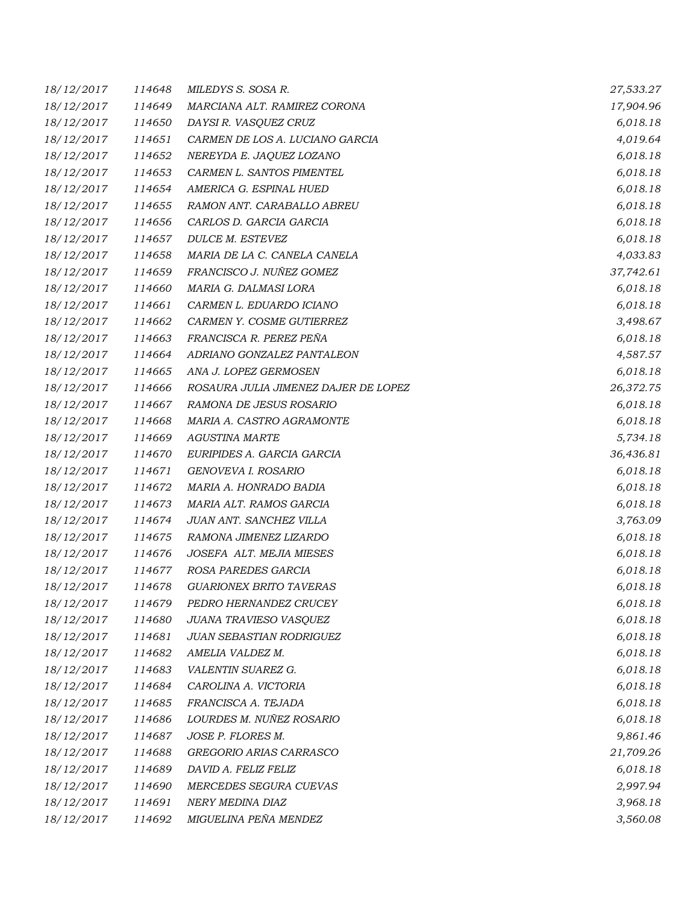| | | | |
|---|---|---|---|
| *18/12/2017* | *114648* | *MILEDYS S. SOSA R.* | *27,533.27* |
| *18/12/2017* | *114649* | *MARCIANA ALT. RAMIREZ CORONA* | *17,904.96* |
| *18/12/2017* | *114650* | *DAYSI R. VASQUEZ CRUZ* | *6,018.18* |
| *18/12/2017* | *114651* | *CARMEN DE LOS A. LUCIANO GARCIA* | *4,019.64* |
| *18/12/2017* | *114652* | *NEREYDA E. JAQUEZ LOZANO* | *6,018.18* |
| *18/12/2017* | *114653* | *CARMEN L. SANTOS PIMENTEL* | *6,018.18* |
| *18/12/2017* | *114654* | *AMERICA G. ESPINAL HUED* | *6,018.18* |
| *18/12/2017* | *114655* | *RAMON ANT. CARABALLO ABREU* | *6,018.18* |
| *18/12/2017* | *114656* | *CARLOS D. GARCIA GARCIA* | *6,018.18* |
| *18/12/2017* | *114657* | *DULCE M. ESTEVEZ* | *6,018.18* |
| *18/12/2017* | *114658* | *MARIA DE LA C. CANELA CANELA* | *4,033.83* |
| *18/12/2017* | *114659* | *FRANCISCO J. NUÑEZ GOMEZ* | *37,742.61* |
| *18/12/2017* | *114660* | *MARIA G. DALMASI LORA* | *6,018.18* |
| *18/12/2017* | *114661* | *CARMEN L. EDUARDO ICIANO* | *6,018.18* |
| *18/12/2017* | *114662* | *CARMEN Y. COSME GUTIERREZ* | *3,498.67* |
| *18/12/2017* | *114663* | *FRANCISCA R. PEREZ PEÑA* | *6,018.18* |
| *18/12/2017* | *114664* | *ADRIANO GONZALEZ PANTALEON* | *4,587.57* |
| *18/12/2017* | *114665* | *ANA J. LOPEZ GERMOSEN* | *6,018.18* |
| *18/12/2017* | *114666* | *ROSAURA JULIA JIMENEZ DAJER DE LOPEZ* | *26,372.75* |
| *18/12/2017* | *114667* | *RAMONA DE JESUS ROSARIO* | *6,018.18* |
| *18/12/2017* | *114668* | *MARIA A. CASTRO AGRAMONTE* | *6,018.18* |
| *18/12/2017* | *114669* | *AGUSTINA MARTE* | *5,734.18* |
| *18/12/2017* | *114670* | *EURIPIDES A. GARCIA GARCIA* | *36,436.81* |
| *18/12/2017* | *114671* | *GENOVEVA I. ROSARIO* | *6,018.18* |
| *18/12/2017* | *114672* | *MARIA A. HONRADO BADIA* | *6,018.18* |
| *18/12/2017* | *114673* | *MARIA ALT. RAMOS GARCIA* | *6,018.18* |
| *18/12/2017* | *114674* | *JUAN ANT. SANCHEZ VILLA* | *3,763.09* |
| *18/12/2017* | *114675* | *RAMONA JIMENEZ LIZARDO* | *6,018.18* |
| *18/12/2017* | *114676* | *JOSEFA ALT. MEJIA MIESES* | *6,018.18* |
| *18/12/2017* | *114677* | *ROSA PAREDES GARCIA* | *6,018.18* |
| *18/12/2017* | *114678* | *GUARIONEX BRITO TAVERAS* | *6,018.18* |
| *18/12/2017* | *114679* | *PEDRO HERNANDEZ CRUCEY* | *6,018.18* |
| *18/12/2017* | *114680* | *JUANA TRAVIESO VASQUEZ* | *6,018.18* |
| *18/12/2017* | *114681* | *JUAN SEBASTIAN RODRIGUEZ* | *6,018.18* |
| *18/12/2017* | *114682* | *AMELIA VALDEZ M.* | *6,018.18* |
| *18/12/2017* | *114683* | *VALENTIN SUAREZ G.* | *6,018.18* |
| *18/12/2017* | *114684* | *CAROLINA A. VICTORIA* | *6,018.18* |
| *18/12/2017* | *114685* | *FRANCISCA A. TEJADA* | *6,018.18* |
| *18/12/2017* | *114686* | *LOURDES M. NUÑEZ ROSARIO* | *6,018.18* |
| *18/12/2017* | *114687* | *JOSE P. FLORES M.* | *9,861.46* |
| *18/12/2017* | *114688* | *GREGORIO ARIAS CARRASCO* | *21,709.26* |
| *18/12/2017* | *114689* | *DAVID A. FELIZ FELIZ* | *6,018.18* |
| *18/12/2017* | *114690* | *MERCEDES SEGURA CUEVAS* | *2,997.94* |
| *18/12/2017* | *114691* | *NERY MEDINA DIAZ* | *3,968.18* |
| *18/12/2017* | *114692* | *MIGUELINA PEÑA MENDEZ* | *3,560.08* |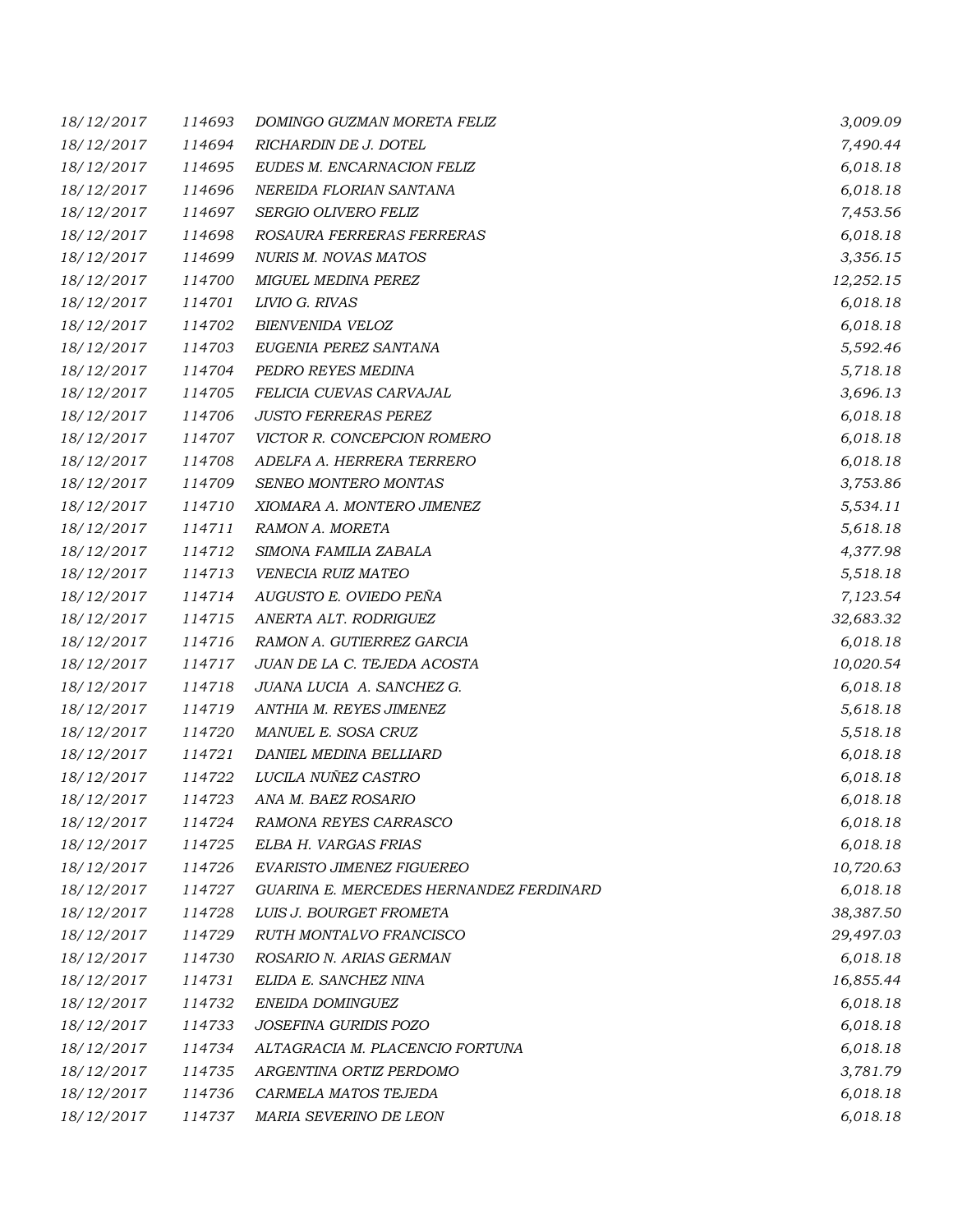| | | | |
|---|---|---|---|
| 18/12/2017 | 114693 | DOMINGO GUZMAN MORETA FELIZ | 3,009.09 |
| 18/12/2017 | 114694 | RICHARDIN DE J. DOTEL | 7,490.44 |
| 18/12/2017 | 114695 | EUDES M. ENCARNACION FELIZ | 6,018.18 |
| 18/12/2017 | 114696 | NEREIDA FLORIAN SANTANA | 6,018.18 |
| 18/12/2017 | 114697 | SERGIO OLIVERO FELIZ | 7,453.56 |
| 18/12/2017 | 114698 | ROSAURA FERRERAS FERRERAS | 6,018.18 |
| 18/12/2017 | 114699 | NURIS M. NOVAS MATOS | 3,356.15 |
| 18/12/2017 | 114700 | MIGUEL MEDINA PEREZ | 12,252.15 |
| 18/12/2017 | 114701 | LIVIO G. RIVAS | 6,018.18 |
| 18/12/2017 | 114702 | BIENVENIDA VELOZ | 6,018.18 |
| 18/12/2017 | 114703 | EUGENIA PEREZ SANTANA | 5,592.46 |
| 18/12/2017 | 114704 | PEDRO REYES MEDINA | 5,718.18 |
| 18/12/2017 | 114705 | FELICIA CUEVAS CARVAJAL | 3,696.13 |
| 18/12/2017 | 114706 | JUSTO FERRERAS PEREZ | 6,018.18 |
| 18/12/2017 | 114707 | VICTOR R. CONCEPCION ROMERO | 6,018.18 |
| 18/12/2017 | 114708 | ADELFA A. HERRERA TERRERO | 6,018.18 |
| 18/12/2017 | 114709 | SENEO MONTERO MONTAS | 3,753.86 |
| 18/12/2017 | 114710 | XIOMARA A. MONTERO JIMENEZ | 5,534.11 |
| 18/12/2017 | 114711 | RAMON A. MORETA | 5,618.18 |
| 18/12/2017 | 114712 | SIMONA FAMILIA ZABALA | 4,377.98 |
| 18/12/2017 | 114713 | VENECIA RUIZ MATEO | 5,518.18 |
| 18/12/2017 | 114714 | AUGUSTO E. OVIEDO PEÑA | 7,123.54 |
| 18/12/2017 | 114715 | ANERTA ALT. RODRIGUEZ | 32,683.32 |
| 18/12/2017 | 114716 | RAMON A. GUTIERREZ GARCIA | 6,018.18 |
| 18/12/2017 | 114717 | JUAN DE LA C. TEJEDA ACOSTA | 10,020.54 |
| 18/12/2017 | 114718 | JUANA LUCIA A. SANCHEZ G. | 6,018.18 |
| 18/12/2017 | 114719 | ANTHIA M. REYES JIMENEZ | 5,618.18 |
| 18/12/2017 | 114720 | MANUEL E. SOSA CRUZ | 5,518.18 |
| 18/12/2017 | 114721 | DANIEL MEDINA BELLIARD | 6,018.18 |
| 18/12/2017 | 114722 | LUCILA NUÑEZ CASTRO | 6,018.18 |
| 18/12/2017 | 114723 | ANA M. BAEZ ROSARIO | 6,018.18 |
| 18/12/2017 | 114724 | RAMONA REYES CARRASCO | 6,018.18 |
| 18/12/2017 | 114725 | ELBA H. VARGAS FRIAS | 6,018.18 |
| 18/12/2017 | 114726 | EVARISTO JIMENEZ FIGUEREO | 10,720.63 |
| 18/12/2017 | 114727 | GUARINA E. MERCEDES HERNANDEZ FERDINARD | 6,018.18 |
| 18/12/2017 | 114728 | LUIS J. BOURGET FROMETA | 38,387.50 |
| 18/12/2017 | 114729 | RUTH MONTALVO FRANCISCO | 29,497.03 |
| 18/12/2017 | 114730 | ROSARIO N. ARIAS GERMAN | 6,018.18 |
| 18/12/2017 | 114731 | ELIDA E. SANCHEZ NINA | 16,855.44 |
| 18/12/2017 | 114732 | ENEIDA DOMINGUEZ | 6,018.18 |
| 18/12/2017 | 114733 | JOSEFINA GURIDIS POZO | 6,018.18 |
| 18/12/2017 | 114734 | ALTAGRACIA M. PLACENCIO FORTUNA | 6,018.18 |
| 18/12/2017 | 114735 | ARGENTINA ORTIZ PERDOMO | 3,781.79 |
| 18/12/2017 | 114736 | CARMELA MATOS TEJEDA | 6,018.18 |
| 18/12/2017 | 114737 | MARIA SEVERINO DE LEON | 6,018.18 |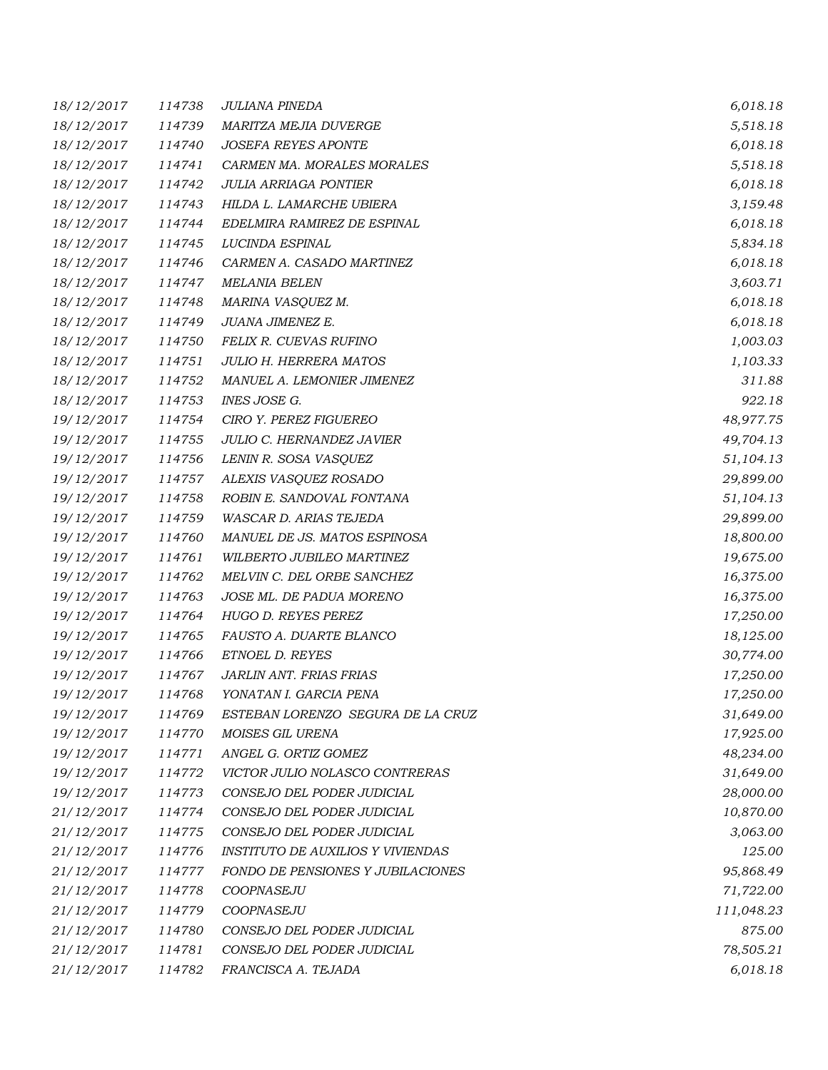| | | | |
|---|---|---|---|
| 18/12/2017 | 114738 | JULIANA PINEDA | 6,018.18 |
| 18/12/2017 | 114739 | MARITZA MEJIA DUVERGE | 5,518.18 |
| 18/12/2017 | 114740 | JOSEFA REYES APONTE | 6,018.18 |
| 18/12/2017 | 114741 | CARMEN MA. MORALES MORALES | 5,518.18 |
| 18/12/2017 | 114742 | JULIA ARRIAGA PONTIER | 6,018.18 |
| 18/12/2017 | 114743 | HILDA L. LAMARCHE UBIERA | 3,159.48 |
| 18/12/2017 | 114744 | EDELMIRA RAMIREZ DE ESPINAL | 6,018.18 |
| 18/12/2017 | 114745 | LUCINDA ESPINAL | 5,834.18 |
| 18/12/2017 | 114746 | CARMEN A. CASADO MARTINEZ | 6,018.18 |
| 18/12/2017 | 114747 | MELANIA BELEN | 3,603.71 |
| 18/12/2017 | 114748 | MARINA VASQUEZ M. | 6,018.18 |
| 18/12/2017 | 114749 | JUANA JIMENEZ E. | 6,018.18 |
| 18/12/2017 | 114750 | FELIX R. CUEVAS RUFINO | 1,003.03 |
| 18/12/2017 | 114751 | JULIO H. HERRERA MATOS | 1,103.33 |
| 18/12/2017 | 114752 | MANUEL A. LEMONIER JIMENEZ | 311.88 |
| 18/12/2017 | 114753 | INES JOSE G. | 922.18 |
| 19/12/2017 | 114754 | CIRO Y. PEREZ FIGUEREO | 48,977.75 |
| 19/12/2017 | 114755 | JULIO C. HERNANDEZ JAVIER | 49,704.13 |
| 19/12/2017 | 114756 | LENIN R. SOSA VASQUEZ | 51,104.13 |
| 19/12/2017 | 114757 | ALEXIS VASQUEZ ROSADO | 29,899.00 |
| 19/12/2017 | 114758 | ROBIN E. SANDOVAL FONTANA | 51,104.13 |
| 19/12/2017 | 114759 | WASCAR D. ARIAS TEJEDA | 29,899.00 |
| 19/12/2017 | 114760 | MANUEL DE JS. MATOS ESPINOSA | 18,800.00 |
| 19/12/2017 | 114761 | WILBERTO JUBILEO MARTINEZ | 19,675.00 |
| 19/12/2017 | 114762 | MELVIN C. DEL ORBE SANCHEZ | 16,375.00 |
| 19/12/2017 | 114763 | JOSE ML. DE PADUA MORENO | 16,375.00 |
| 19/12/2017 | 114764 | HUGO D. REYES PEREZ | 17,250.00 |
| 19/12/2017 | 114765 | FAUSTO A. DUARTE BLANCO | 18,125.00 |
| 19/12/2017 | 114766 | ETNOEL D. REYES | 30,774.00 |
| 19/12/2017 | 114767 | JARLIN ANT. FRIAS FRIAS | 17,250.00 |
| 19/12/2017 | 114768 | YONATAN I. GARCIA PENA | 17,250.00 |
| 19/12/2017 | 114769 | ESTEBAN LORENZO SEGURA DE LA CRUZ | 31,649.00 |
| 19/12/2017 | 114770 | MOISES GIL URENA | 17,925.00 |
| 19/12/2017 | 114771 | ANGEL G. ORTIZ GOMEZ | 48,234.00 |
| 19/12/2017 | 114772 | VICTOR JULIO NOLASCO CONTRERAS | 31,649.00 |
| 19/12/2017 | 114773 | CONSEJO DEL PODER JUDICIAL | 28,000.00 |
| 21/12/2017 | 114774 | CONSEJO DEL PODER JUDICIAL | 10,870.00 |
| 21/12/2017 | 114775 | CONSEJO DEL PODER JUDICIAL | 3,063.00 |
| 21/12/2017 | 114776 | INSTITUTO DE AUXILIOS Y VIVIENDAS | 125.00 |
| 21/12/2017 | 114777 | FONDO DE PENSIONES Y JUBILACIONES | 95,868.49 |
| 21/12/2017 | 114778 | COOPNASEJU | 71,722.00 |
| 21/12/2017 | 114779 | COOPNASEJU | 111,048.23 |
| 21/12/2017 | 114780 | CONSEJO DEL PODER JUDICIAL | 875.00 |
| 21/12/2017 | 114781 | CONSEJO DEL PODER JUDICIAL | 78,505.21 |
| 21/12/2017 | 114782 | FRANCISCA A. TEJADA | 6,018.18 |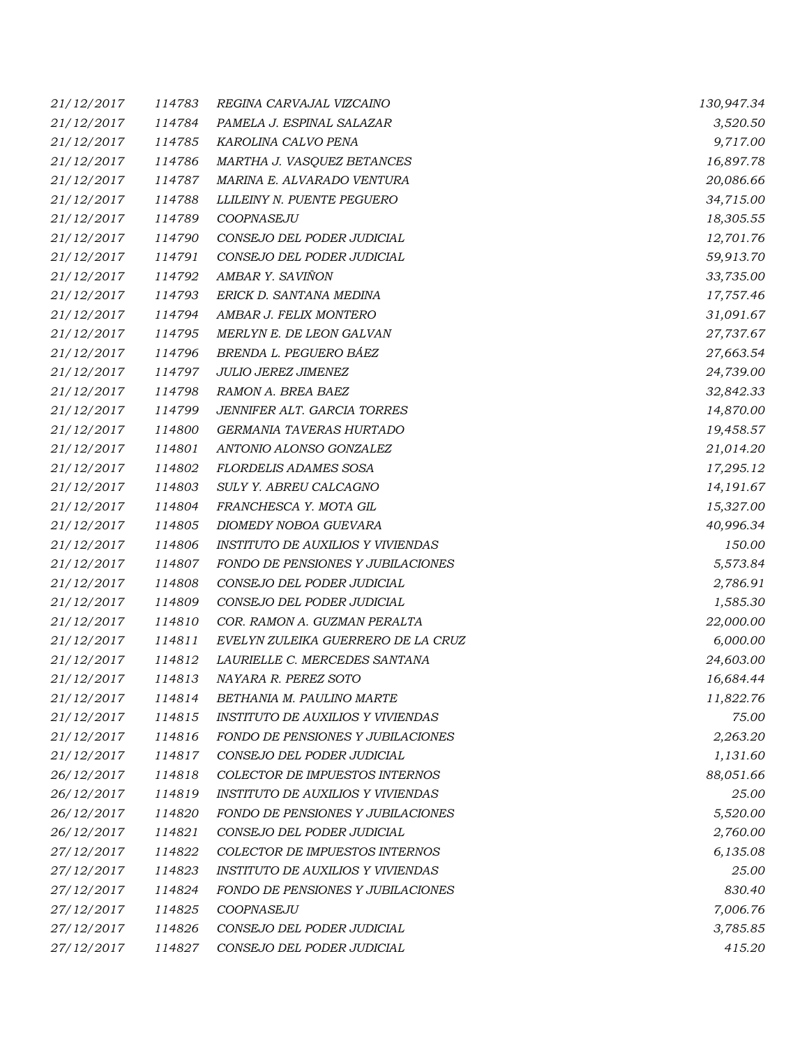| | | | |
|---|---|---|---|
| *21/12/2017* | *114783* | *REGINA CARVAJAL VIZCAINO* | *130,947.34* |
| *21/12/2017* | *114784* | *PAMELA J. ESPINAL SALAZAR* | *3,520.50* |
| *21/12/2017* | *114785* | *KAROLINA CALVO PENA* | *9,717.00* |
| *21/12/2017* | *114786* | *MARTHA J. VASQUEZ BETANCES* | *16,897.78* |
| *21/12/2017* | *114787* | *MARINA E. ALVARADO VENTURA* | *20,086.66* |
| *21/12/2017* | *114788* | *LLILEINY N. PUENTE PEGUERO* | *34,715.00* |
| *21/12/2017* | *114789* | *COOPNASEJU* | *18,305.55* |
| *21/12/2017* | *114790* | *CONSEJO DEL PODER JUDICIAL* | *12,701.76* |
| *21/12/2017* | *114791* | *CONSEJO DEL PODER JUDICIAL* | *59,913.70* |
| *21/12/2017* | *114792* | *AMBAR Y. SAVIÑON* | *33,735.00* |
| *21/12/2017* | *114793* | *ERICK D. SANTANA MEDINA* | *17,757.46* |
| *21/12/2017* | *114794* | *AMBAR J. FELIX MONTERO* | *31,091.67* |
| *21/12/2017* | *114795* | *MERLYN E. DE LEON GALVAN* | *27,737.67* |
| *21/12/2017* | *114796* | *BRENDA L. PEGUERO BÁEZ* | *27,663.54* |
| *21/12/2017* | *114797* | *JULIO JEREZ JIMENEZ* | *24,739.00* |
| *21/12/2017* | *114798* | *RAMON A. BREA BAEZ* | *32,842.33* |
| *21/12/2017* | *114799* | *JENNIFER ALT. GARCIA TORRES* | *14,870.00* |
| *21/12/2017* | *114800* | *GERMANIA TAVERAS HURTADO* | *19,458.57* |
| *21/12/2017* | *114801* | *ANTONIO ALONSO GONZALEZ* | *21,014.20* |
| *21/12/2017* | *114802* | *FLORDELIS ADAMES SOSA* | *17,295.12* |
| *21/12/2017* | *114803* | *SULY Y. ABREU CALCAGNO* | *14,191.67* |
| *21/12/2017* | *114804* | *FRANCHESCA Y. MOTA GIL* | *15,327.00* |
| *21/12/2017* | *114805* | *DIOMEDY NOBOA GUEVARA* | *40,996.34* |
| *21/12/2017* | *114806* | *INSTITUTO DE AUXILIOS Y VIVIENDAS* | *150.00* |
| *21/12/2017* | *114807* | *FONDO DE PENSIONES Y JUBILACIONES* | *5,573.84* |
| *21/12/2017* | *114808* | *CONSEJO DEL PODER JUDICIAL* | *2,786.91* |
| *21/12/2017* | *114809* | *CONSEJO DEL PODER JUDICIAL* | *1,585.30* |
| *21/12/2017* | *114810* | *COR. RAMON A. GUZMAN PERALTA* | *22,000.00* |
| *21/12/2017* | *114811* | *EVELYN ZULEIKA GUERRERO DE LA CRUZ* | *6,000.00* |
| *21/12/2017* | *114812* | *LAURIELLE C. MERCEDES SANTANA* | *24,603.00* |
| *21/12/2017* | *114813* | *NAYARA R. PEREZ SOTO* | *16,684.44* |
| *21/12/2017* | *114814* | *BETHANIA M. PAULINO MARTE* | *11,822.76* |
| *21/12/2017* | *114815* | *INSTITUTO DE AUXILIOS Y VIVIENDAS* | *75.00* |
| *21/12/2017* | *114816* | *FONDO DE PENSIONES Y JUBILACIONES* | *2,263.20* |
| *21/12/2017* | *114817* | *CONSEJO DEL PODER JUDICIAL* | *1,131.60* |
| *26/12/2017* | *114818* | *COLECTOR DE IMPUESTOS INTERNOS* | *88,051.66* |
| *26/12/2017* | *114819* | *INSTITUTO DE AUXILIOS Y VIVIENDAS* | *25.00* |
| *26/12/2017* | *114820* | *FONDO DE PENSIONES Y JUBILACIONES* | *5,520.00* |
| *26/12/2017* | *114821* | *CONSEJO DEL PODER JUDICIAL* | *2,760.00* |
| *27/12/2017* | *114822* | *COLECTOR DE IMPUESTOS INTERNOS* | *6,135.08* |
| *27/12/2017* | *114823* | *INSTITUTO DE AUXILIOS Y VIVIENDAS* | *25.00* |
| *27/12/2017* | *114824* | *FONDO DE PENSIONES Y JUBILACIONES* | *830.40* |
| *27/12/2017* | *114825* | *COOPNASEJU* | *7,006.76* |
| *27/12/2017* | *114826* | *CONSEJO DEL PODER JUDICIAL* | *3,785.85* |
| *27/12/2017* | *114827* | *CONSEJO DEL PODER JUDICIAL* | *415.20* |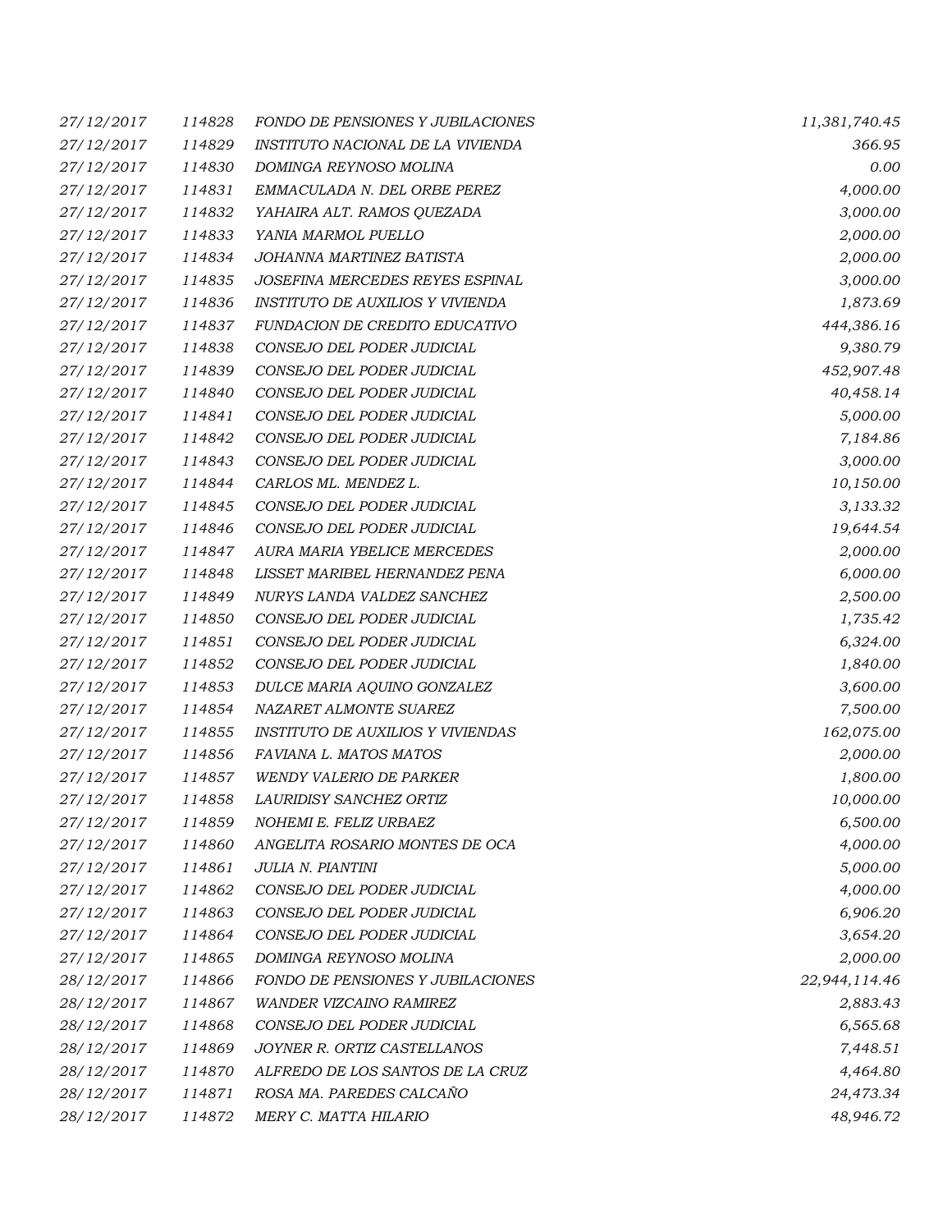| | | | |
|---|---|---|---|
| 27/12/2017 | 114828 | FONDO DE PENSIONES Y JUBILACIONES | 11,381,740.45 |
| 27/12/2017 | 114829 | INSTITUTO NACIONAL DE LA VIVIENDA | 366.95 |
| 27/12/2017 | 114830 | DOMINGA REYNOSO MOLINA | 0.00 |
| 27/12/2017 | 114831 | EMMACULADA N. DEL ORBE PEREZ | 4,000.00 |
| 27/12/2017 | 114832 | YAHAIRA ALT. RAMOS QUEZADA | 3,000.00 |
| 27/12/2017 | 114833 | YANIA MARMOL PUELLO | 2,000.00 |
| 27/12/2017 | 114834 | JOHANNA MARTINEZ BATISTA | 2,000.00 |
| 27/12/2017 | 114835 | JOSEFINA MERCEDES REYES ESPINAL | 3,000.00 |
| 27/12/2017 | 114836 | INSTITUTO DE AUXILIOS Y VIVIENDA | 1,873.69 |
| 27/12/2017 | 114837 | FUNDACION DE CREDITO EDUCATIVO | 444,386.16 |
| 27/12/2017 | 114838 | CONSEJO DEL PODER JUDICIAL | 9,380.79 |
| 27/12/2017 | 114839 | CONSEJO DEL PODER JUDICIAL | 452,907.48 |
| 27/12/2017 | 114840 | CONSEJO DEL PODER JUDICIAL | 40,458.14 |
| 27/12/2017 | 114841 | CONSEJO DEL PODER JUDICIAL | 5,000.00 |
| 27/12/2017 | 114842 | CONSEJO DEL PODER JUDICIAL | 7,184.86 |
| 27/12/2017 | 114843 | CONSEJO DEL PODER JUDICIAL | 3,000.00 |
| 27/12/2017 | 114844 | CARLOS ML. MENDEZ L. | 10,150.00 |
| 27/12/2017 | 114845 | CONSEJO DEL PODER JUDICIAL | 3,133.32 |
| 27/12/2017 | 114846 | CONSEJO DEL PODER JUDICIAL | 19,644.54 |
| 27/12/2017 | 114847 | AURA MARIA YBELICE MERCEDES | 2,000.00 |
| 27/12/2017 | 114848 | LISSET MARIBEL HERNANDEZ PENA | 6,000.00 |
| 27/12/2017 | 114849 | NURYS LANDA VALDEZ SANCHEZ | 2,500.00 |
| 27/12/2017 | 114850 | CONSEJO DEL PODER JUDICIAL | 1,735.42 |
| 27/12/2017 | 114851 | CONSEJO DEL PODER JUDICIAL | 6,324.00 |
| 27/12/2017 | 114852 | CONSEJO DEL PODER JUDICIAL | 1,840.00 |
| 27/12/2017 | 114853 | DULCE MARIA AQUINO GONZALEZ | 3,600.00 |
| 27/12/2017 | 114854 | NAZARET ALMONTE SUAREZ | 7,500.00 |
| 27/12/2017 | 114855 | INSTITUTO DE AUXILIOS Y VIVIENDAS | 162,075.00 |
| 27/12/2017 | 114856 | FAVIANA L. MATOS MATOS | 2,000.00 |
| 27/12/2017 | 114857 | WENDY VALERIO DE PARKER | 1,800.00 |
| 27/12/2017 | 114858 | LAURIDISY SANCHEZ ORTIZ | 10,000.00 |
| 27/12/2017 | 114859 | NOHEMI E. FELIZ URBAEZ | 6,500.00 |
| 27/12/2017 | 114860 | ANGELITA ROSARIO MONTES DE OCA | 4,000.00 |
| 27/12/2017 | 114861 | JULIA N. PIANTINI | 5,000.00 |
| 27/12/2017 | 114862 | CONSEJO DEL PODER JUDICIAL | 4,000.00 |
| 27/12/2017 | 114863 | CONSEJO DEL PODER JUDICIAL | 6,906.20 |
| 27/12/2017 | 114864 | CONSEJO DEL PODER JUDICIAL | 3,654.20 |
| 27/12/2017 | 114865 | DOMINGA REYNOSO MOLINA | 2,000.00 |
| 28/12/2017 | 114866 | FONDO DE PENSIONES Y JUBILACIONES | 22,944,114.46 |
| 28/12/2017 | 114867 | WANDER VIZCAINO RAMIREZ | 2,883.43 |
| 28/12/2017 | 114868 | CONSEJO DEL PODER JUDICIAL | 6,565.68 |
| 28/12/2017 | 114869 | JOYNER R. ORTIZ CASTELLANOS | 7,448.51 |
| 28/12/2017 | 114870 | ALFREDO DE LOS SANTOS DE LA CRUZ | 4,464.80 |
| 28/12/2017 | 114871 | ROSA MA. PAREDES CALCAÑO | 24,473.34 |
| 28/12/2017 | 114872 | MERY C. MATTA HILARIO | 48,946.72 |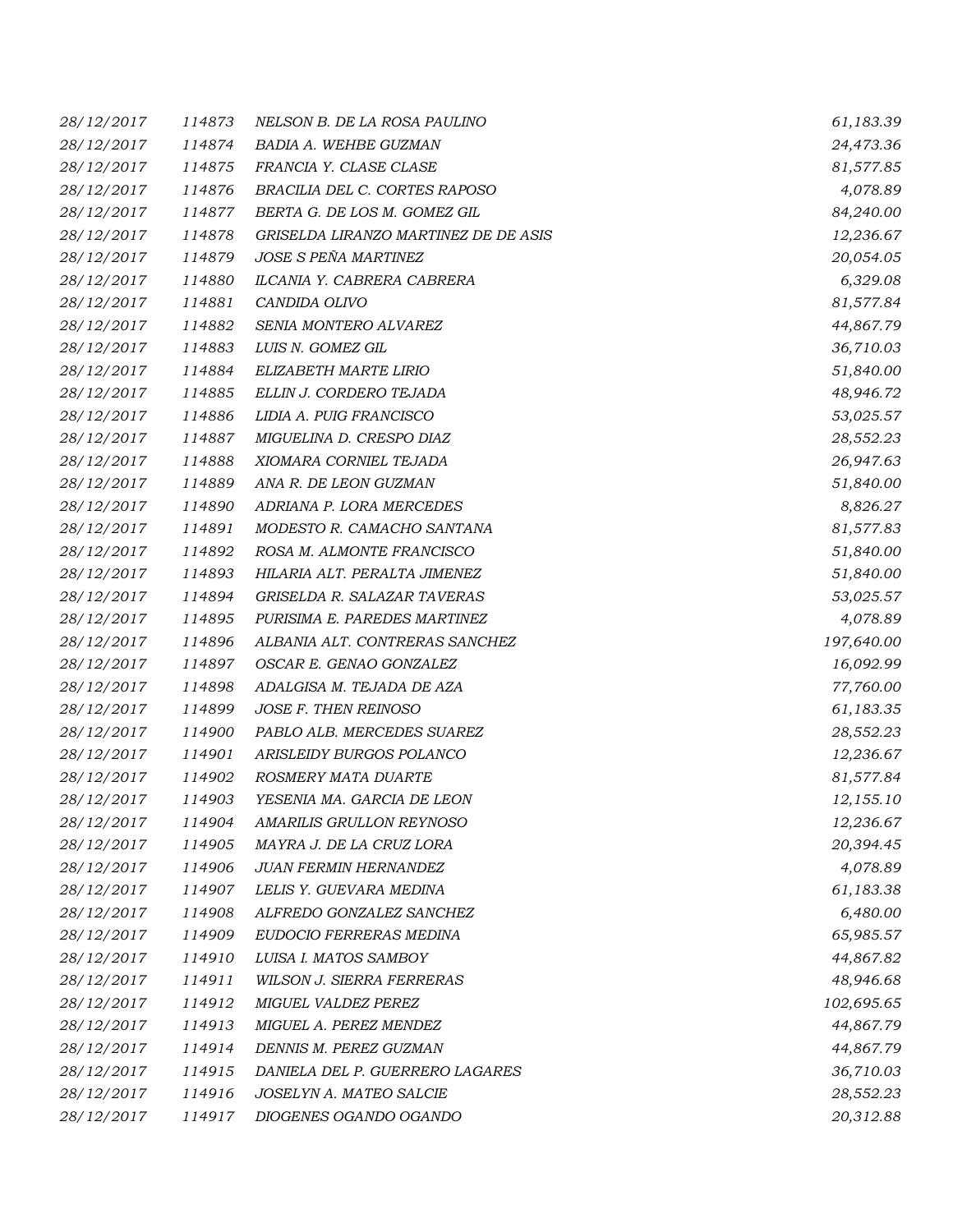| | | | |
|---|---|---|---|
| *28/12/2017* | *114873* | *NELSON B. DE LA ROSA PAULINO* | *61,183.39* |
| *28/12/2017* | *114874* | *BADIA A. WEHBE GUZMAN* | *24,473.36* |
| *28/12/2017* | *114875* | *FRANCIA Y. CLASE CLASE* | *81,577.85* |
| *28/12/2017* | *114876* | *BRACILIA DEL C. CORTES RAPOSO* | *4,078.89* |
| *28/12/2017* | *114877* | *BERTA G. DE LOS M. GOMEZ GIL* | *84,240.00* |
| *28/12/2017* | *114878* | *GRISELDA LIRANZO MARTINEZ DE DE ASIS* | *12,236.67* |
| *28/12/2017* | *114879* | *JOSE S PEÑA MARTINEZ* | *20,054.05* |
| *28/12/2017* | *114880* | *ILCANIA Y. CABRERA CABRERA* | *6,329.08* |
| *28/12/2017* | *114881* | *CANDIDA OLIVO* | *81,577.84* |
| *28/12/2017* | *114882* | *SENIA MONTERO ALVAREZ* | *44,867.79* |
| *28/12/2017* | *114883* | *LUIS N. GOMEZ GIL* | *36,710.03* |
| *28/12/2017* | *114884* | *ELIZABETH MARTE LIRIO* | *51,840.00* |
| *28/12/2017* | *114885* | *ELLIN J. CORDERO TEJADA* | *48,946.72* |
| *28/12/2017* | *114886* | *LIDIA A. PUIG FRANCISCO* | *53,025.57* |
| *28/12/2017* | *114887* | *MIGUELINA D. CRESPO DIAZ* | *28,552.23* |
| *28/12/2017* | *114888* | *XIOMARA CORNIEL TEJADA* | *26,947.63* |
| *28/12/2017* | *114889* | *ANA R. DE LEON GUZMAN* | *51,840.00* |
| *28/12/2017* | *114890* | *ADRIANA P. LORA MERCEDES* | *8,826.27* |
| *28/12/2017* | *114891* | *MODESTO R. CAMACHO SANTANA* | *81,577.83* |
| *28/12/2017* | *114892* | *ROSA M. ALMONTE FRANCISCO* | *51,840.00* |
| *28/12/2017* | *114893* | *HILARIA ALT. PERALTA JIMENEZ* | *51,840.00* |
| *28/12/2017* | *114894* | *GRISELDA R. SALAZAR TAVERAS* | *53,025.57* |
| *28/12/2017* | *114895* | *PURISIMA E. PAREDES MARTINEZ* | *4,078.89* |
| *28/12/2017* | *114896* | *ALBANIA ALT. CONTRERAS SANCHEZ* | *197,640.00* |
| *28/12/2017* | *114897* | *OSCAR E. GENAO GONZALEZ* | *16,092.99* |
| *28/12/2017* | *114898* | *ADALGISA M. TEJADA DE AZA* | *77,760.00* |
| *28/12/2017* | *114899* | *JOSE F. THEN REINOSO* | *61,183.35* |
| *28/12/2017* | *114900* | *PABLO ALB. MERCEDES SUAREZ* | *28,552.23* |
| *28/12/2017* | *114901* | *ARISLEIDY BURGOS POLANCO* | *12,236.67* |
| *28/12/2017* | *114902* | *ROSMERY MATA DUARTE* | *81,577.84* |
| *28/12/2017* | *114903* | *YESENIA MA. GARCIA DE LEON* | *12,155.10* |
| *28/12/2017* | *114904* | *AMARILIS GRULLON REYNOSO* | *12,236.67* |
| *28/12/2017* | *114905* | *MAYRA J. DE LA CRUZ LORA* | *20,394.45* |
| *28/12/2017* | *114906* | *JUAN FERMIN HERNANDEZ* | *4,078.89* |
| *28/12/2017* | *114907* | *LELIS Y. GUEVARA MEDINA* | *61,183.38* |
| *28/12/2017* | *114908* | *ALFREDO GONZALEZ SANCHEZ* | *6,480.00* |
| *28/12/2017* | *114909* | *EUDOCIO FERRERAS MEDINA* | *65,985.57* |
| *28/12/2017* | *114910* | *LUISA I. MATOS SAMBOY* | *44,867.82* |
| *28/12/2017* | *114911* | *WILSON J. SIERRA FERRERAS* | *48,946.68* |
| *28/12/2017* | *114912* | *MIGUEL VALDEZ PEREZ* | *102,695.65* |
| *28/12/2017* | *114913* | *MIGUEL A. PEREZ MENDEZ* | *44,867.79* |
| *28/12/2017* | *114914* | *DENNIS M. PEREZ GUZMAN* | *44,867.79* |
| *28/12/2017* | *114915* | *DANIELA DEL P. GUERRERO LAGARES* | *36,710.03* |
| *28/12/2017* | *114916* | *JOSELYN A. MATEO SALCIE* | *28,552.23* |
| *28/12/2017* | *114917* | *DIOGENES OGANDO OGANDO* | *20,312.88* |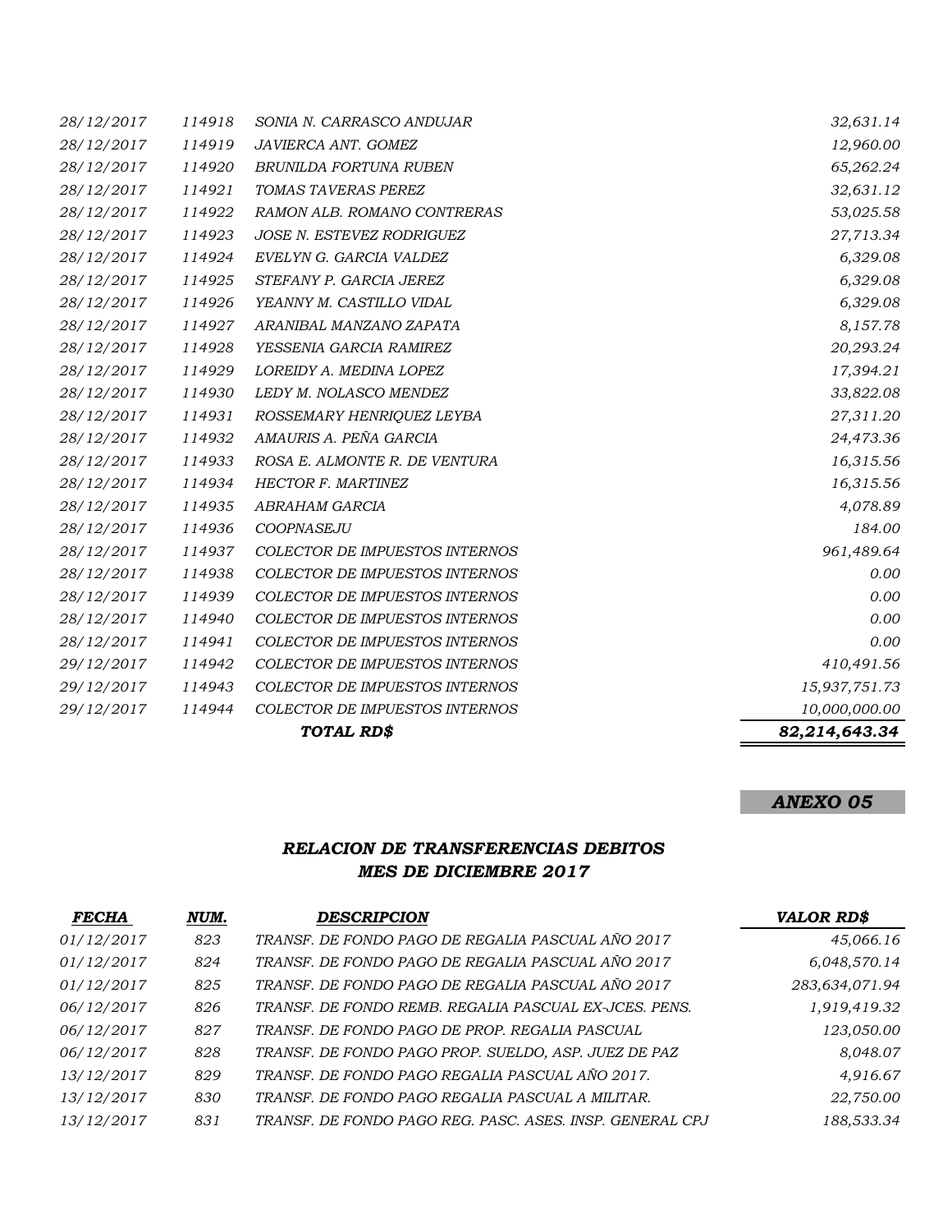| | | | |
|---|---|---|---|
| *28/12/2017* | *114918* | *SONIA N. CARRASCO ANDUJAR* | *32,631.14* |
| *28/12/2017* | *114919* | *JAVIERCA ANT. GOMEZ* | *12,960.00* |
| *28/12/2017* | *114920* | *BRUNILDA FORTUNA RUBEN* | *65,262.24* |
| *28/12/2017* | *114921* | *TOMAS TAVERAS PEREZ* | *32,631.12* |
| *28/12/2017* | *114922* | *RAMON ALB. ROMANO CONTRERAS* | *53,025.58* |
| *28/12/2017* | *114923* | *JOSE N. ESTEVEZ RODRIGUEZ* | *27,713.34* |
| *28/12/2017* | *114924* | *EVELYN G. GARCIA VALDEZ* | *6,329.08* |
| *28/12/2017* | *114925* | *STEFANY P. GARCIA JEREZ* | *6,329.08* |
| *28/12/2017* | *114926* | *YEANNY M. CASTILLO VIDAL* | *6,329.08* |
| *28/12/2017* | *114927* | *ARANIBAL MANZANO ZAPATA* | *8,157.78* |
| *28/12/2017* | *114928* | *YESSENIA GARCIA RAMIREZ* | *20,293.24* |
| *28/12/2017* | *114929* | *LOREIDY A. MEDINA LOPEZ* | *17,394.21* |
| *28/12/2017* | *114930* | *LEDY M. NOLASCO MENDEZ* | *33,822.08* |
| *28/12/2017* | *114931* | *ROSSEMARY HENRIQUEZ LEYBA* | *27,311.20* |
| *28/12/2017* | *114932* | *AMAURIS A. PEÑA GARCIA* | *24,473.36* |
| *28/12/2017* | *114933* | *ROSA E. ALMONTE R. DE VENTURA* | *16,315.56* |
| *28/12/2017* | *114934* | *HECTOR F. MARTINEZ* | *16,315.56* |
| *28/12/2017* | *114935* | *ABRAHAM GARCIA* | *4,078.89* |
| *28/12/2017* | *114936* | *COOPNASEJU* | *184.00* |
| *28/12/2017* | *114937* | *COLECTOR DE IMPUESTOS INTERNOS* | *961,489.64* |
| *28/12/2017* | *114938* | *COLECTOR DE IMPUESTOS INTERNOS* | *0.00* |
| *28/12/2017* | *114939* | *COLECTOR DE IMPUESTOS INTERNOS* | *0.00* |
| *28/12/2017* | *114940* | *COLECTOR DE IMPUESTOS INTERNOS* | *0.00* |
| *28/12/2017* | *114941* | *COLECTOR DE IMPUESTOS INTERNOS* | *0.00* |
| *29/12/2017* | *114942* | *COLECTOR DE IMPUESTOS INTERNOS* | *410,491.56* |
| *29/12/2017* | *114943* | *COLECTOR DE IMPUESTOS INTERNOS* | *15,937,751.73* |
| *29/12/2017* | *114944* | *COLECTOR DE IMPUESTOS INTERNOS* | *10,000,000.00* |
| | | ***TOTAL RD$*** | ***82,214,643.34*** |

***ANEXO 05***

## *RELACION DE TRANSFERENCIAS DEBITOS*
## *MES DE DICIEMBRE 2017*

| ***FECHA*** | ***NUM.*** | ***DESCRIPCION*** | ***VALOR RD$*** |
|---|---|---|---|
| *01/12/2017* | *823* | *TRANSF. DE FONDO PAGO DE REGALIA PASCUAL AÑO 2017* | *45,066.16* |
| *01/12/2017* | *824* | *TRANSF. DE FONDO PAGO DE REGALIA PASCUAL AÑO 2017* | *6,048,570.14* |
| *01/12/2017* | *825* | *TRANSF. DE FONDO PAGO DE REGALIA PASCUAL AÑO 2017* | *283,634,071.94* |
| *06/12/2017* | *826* | *TRANSF. DE FONDO REMB. REGALIA PASCUAL EX-JCES. PENS.* | *1,919,419.32* |
| *06/12/2017* | *827* | *TRANSF. DE FONDO PAGO DE PROP. REGALIA PASCUAL* | *123,050.00* |
| *06/12/2017* | *828* | *TRANSF. DE FONDO PAGO PROP. SUELDO, ASP. JUEZ DE PAZ* | *8,048.07* |
| *13/12/2017* | *829* | *TRANSF. DE FONDO PAGO REGALIA PASCUAL AÑO 2017.* | *4,916.67* |
| *13/12/2017* | *830* | *TRANSF. DE FONDO PAGO REGALIA PASCUAL A MILITAR.* | *22,750.00* |
| *13/12/2017* | *831* | *TRANSF. DE FONDO PAGO REG. PASC. ASES. INSP. GENERAL CPJ* | *188,533.34* |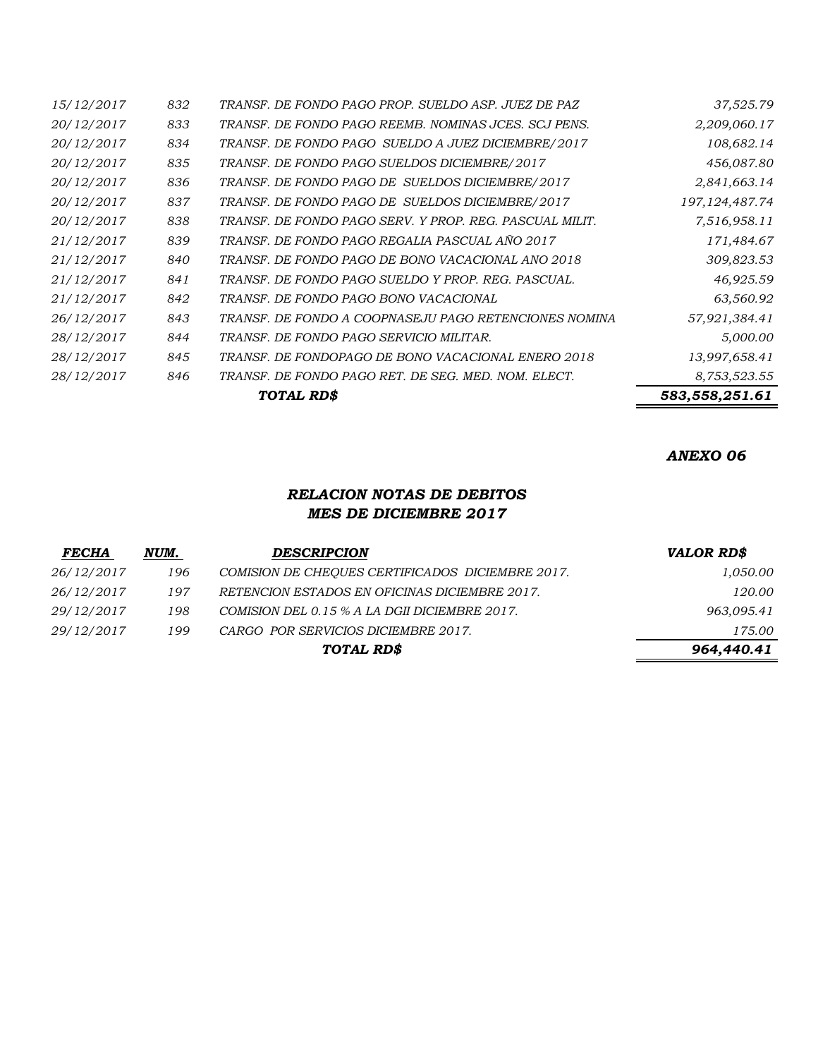| | | | |
|---|---|---|---|
| *15/12/2017* | *832* | *TRANSF. DE FONDO PAGO PROP. SUELDO ASP. JUEZ DE PAZ* | *37,525.79* |
| *20/12/2017* | *833* | *TRANSF. DE FONDO PAGO REEMB. NOMINAS JCES. SCJ PENS.* | *2,209,060.17* |
| *20/12/2017* | *834* | *TRANSF. DE FONDO PAGO SUELDO A JUEZ DICIEMBRE/2017* | *108,682.14* |
| *20/12/2017* | *835* | *TRANSF. DE FONDO PAGO SUELDOS DICIEMBRE/2017* | *456,087.80* |
| *20/12/2017* | *836* | *TRANSF. DE FONDO PAGO DE SUELDOS DICIEMBRE/2017* | *2,841,663.14* |
| *20/12/2017* | *837* | *TRANSF. DE FONDO PAGO DE SUELDOS DICIEMBRE/2017* | *197,124,487.74* |
| *20/12/2017* | *838* | *TRANSF. DE FONDO PAGO SERV. Y PROP. REG. PASCUAL MILIT.* | *7,516,958.11* |
| *21/12/2017* | *839* | *TRANSF. DE FONDO PAGO REGALIA PASCUAL AÑO 2017* | *171,484.67* |
| *21/12/2017* | *840* | *TRANSF. DE FONDO PAGO DE BONO VACACIONAL ANO 2018* | *309,823.53* |
| *21/12/2017* | *841* | *TRANSF. DE FONDO PAGO SUELDO Y PROP. REG. PASCUAL.* | *46,925.59* |
| *21/12/2017* | *842* | *TRANSF. DE FONDO PAGO BONO VACACIONAL* | *63,560.92* |
| *26/12/2017* | *843* | *TRANSF. DE FONDO A COOPNASEJU PAGO RETENCIONES NOMINA* | *57,921,384.41* |
| *28/12/2017* | *844* | *TRANSF. DE FONDO PAGO SERVICIO MILITAR.* | *5,000.00* |
| *28/12/2017* | *845* | *TRANSF. DE FONDOPAGO DE BONO VACACIONAL ENERO 2018* | *13,997,658.41* |
| *28/12/2017* | *846* | *TRANSF. DE FONDO PAGO RET. DE SEG. MED. NOM. ELECT.* | *8,753,523.55* |
| | | ***TOTAL RD$*** | ***583,558,251.61*** |

***ANEXO 06***

## *RELACION NOTAS DE DEBITOS*
## *MES DE DICIEMBRE 2017*

| ***FECHA*** | ***NUM.*** | ***DESCRIPCION*** | ***VALOR RD$*** |
|---|---|---|---|
| *26/12/2017* | *196* | *COMISION DE CHEQUES CERTIFICADOS DICIEMBRE 2017.* | *1,050.00* |
| *26/12/2017* | *197* | *RETENCION ESTADOS EN OFICINAS DICIEMBRE 2017.* | *120.00* |
| *29/12/2017* | *198* | *COMISION DEL 0.15 % A LA DGII DICIEMBRE 2017.* | *963,095.41* |
| *29/12/2017* | *199* | *CARGO POR SERVICIOS DICIEMBRE 2017.* | *175.00* |
| | | ***TOTAL RD$*** | ***964,440.41*** |